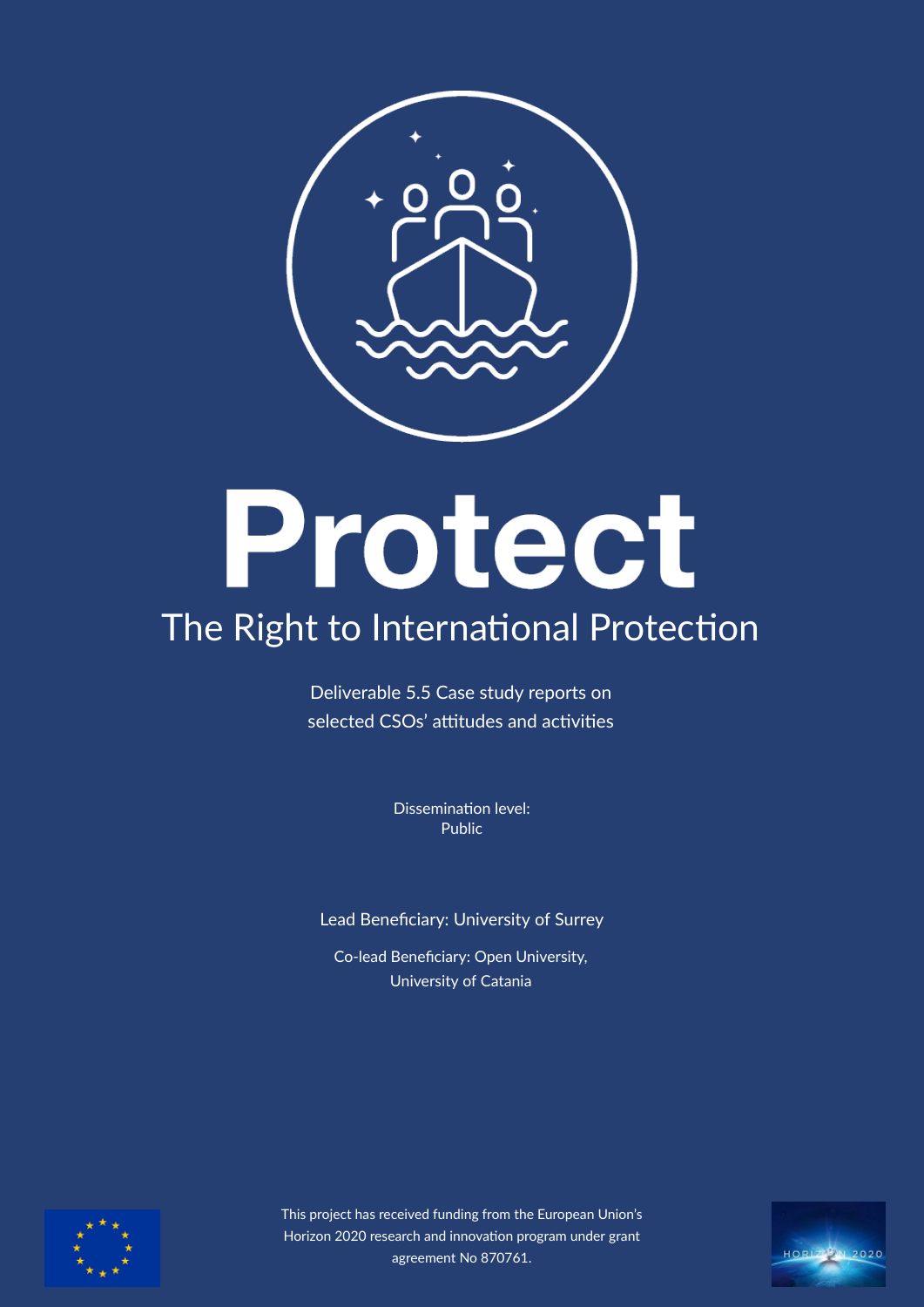# Protect

## The Right to International Protection

Deliverable 5.5 Case study reports on selected CSOs' attitudes and activities

Dissemination level:
Public

Lead Beneficiary: University of Surrey

Co-lead Beneficiary: Open University,
University of Catania

This project has received funding from the European Union's Horizon 2020 research and innovation program under grant agreement No 870761.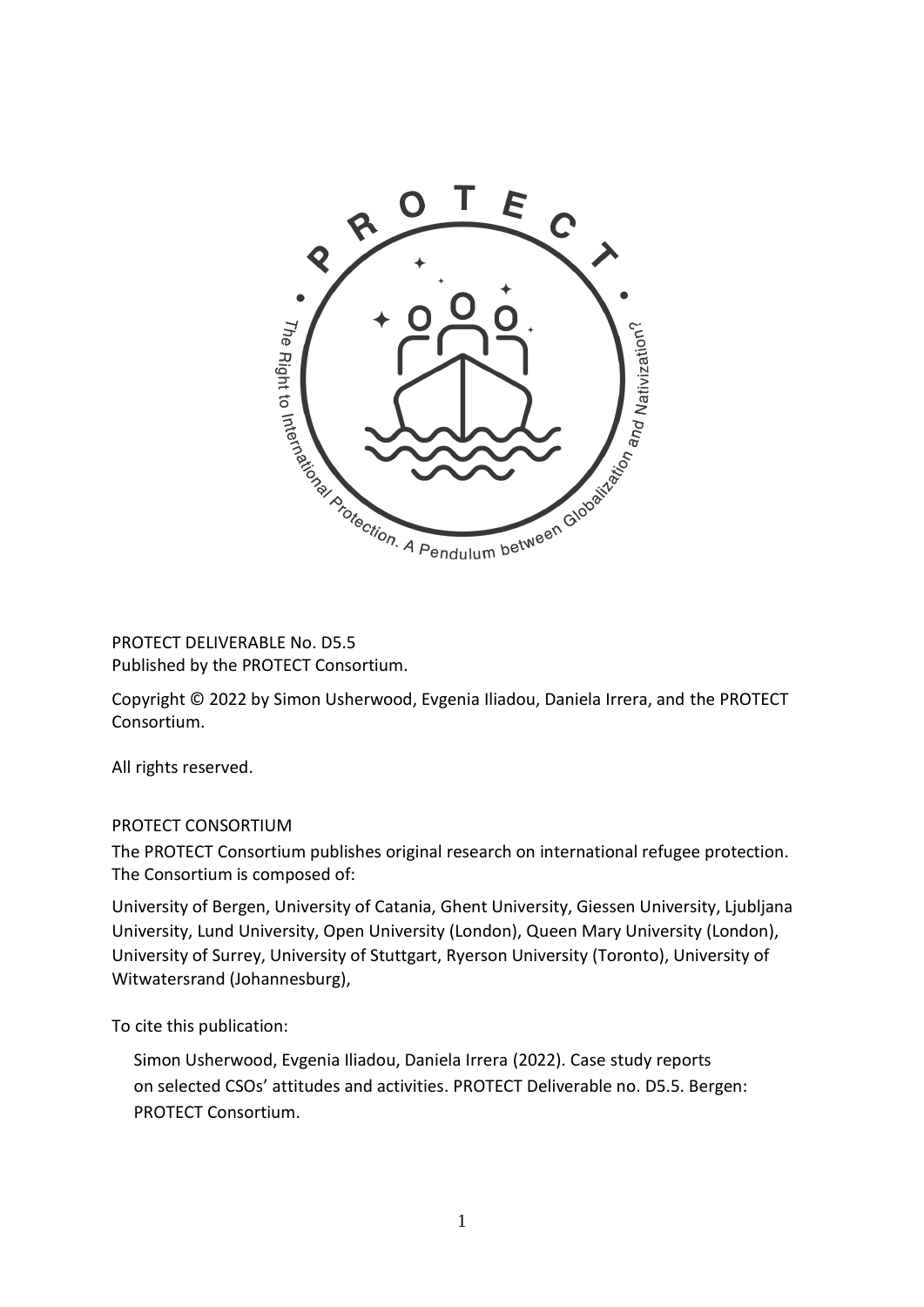PROTECT DELIVERABLE No. D5.5
Published by the PROTECT Consortium.

Copyright © 2022 by Simon Usherwood, Evgenia Iliadou, Daniela Irrera, and the PROTECT Consortium.

All rights reserved.

PROTECT CONSORTIUM

The PROTECT Consortium publishes original research on international refugee protection. The Consortium is composed of:

University of Bergen, University of Catania, Ghent University, Giessen University, Ljubljana University, Lund University, Open University (London), Queen Mary University (London), University of Surrey, University of Stuttgart, Ryerson University (Toronto), University of Witwatersrand (Johannesburg),

To cite this publication:

Simon Usherwood, Evgenia Iliadou, Daniela Irrera (2022). Case study reports on selected CSOs' attitudes and activities. PROTECT Deliverable no. D5.5. Bergen: PROTECT Consortium.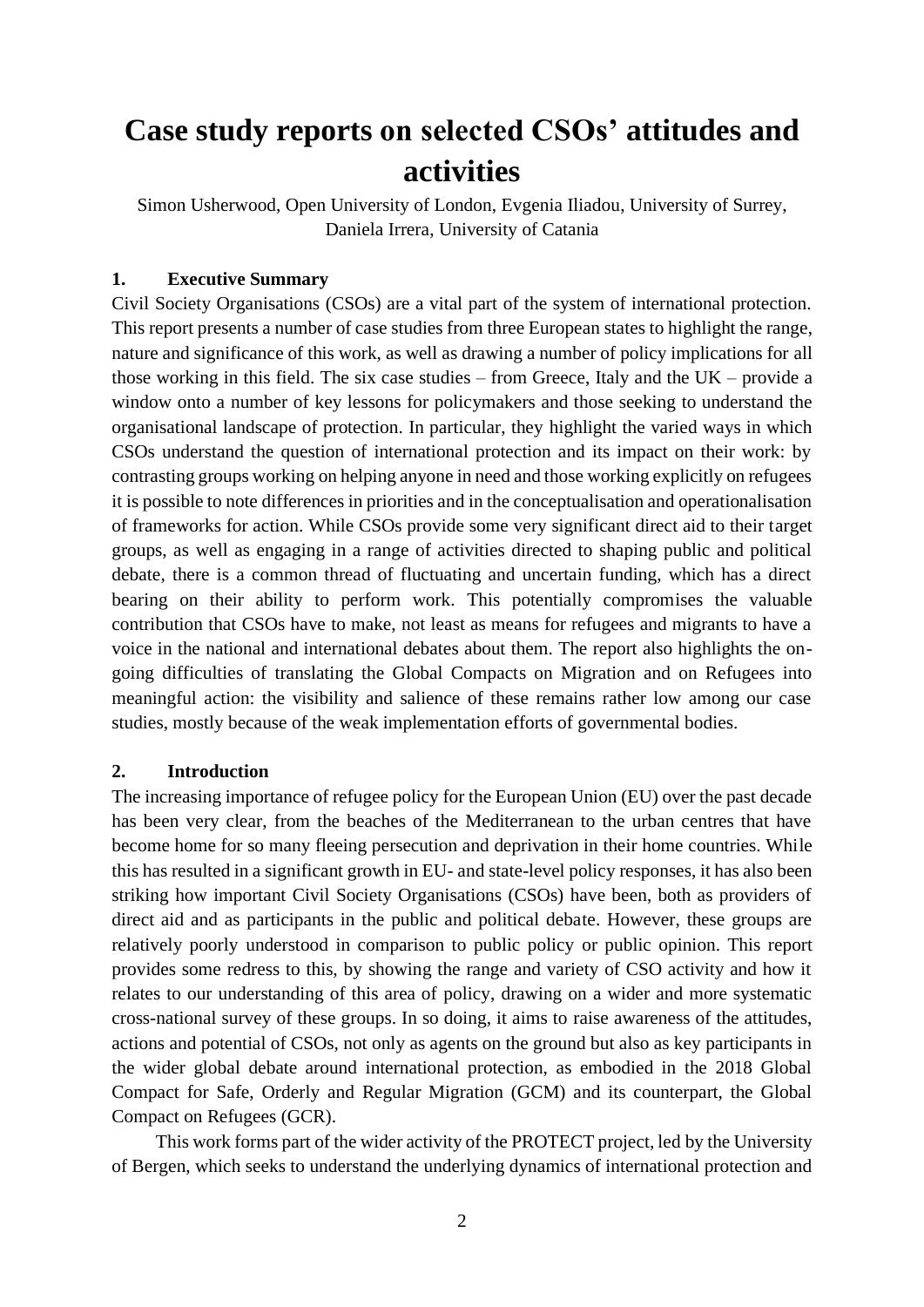# Case study reports on selected CSOs' attitudes and activities

Simon Usherwood, Open University of London, Evgenia Iliadou, University of Surrey, Daniela Irrera, University of Catania

## 1. Executive Summary

Civil Society Organisations (CSOs) are a vital part of the system of international protection. This report presents a number of case studies from three European states to highlight the range, nature and significance of this work, as well as drawing a number of policy implications for all those working in this field. The six case studies – from Greece, Italy and the UK – provide a window onto a number of key lessons for policymakers and those seeking to understand the organisational landscape of protection. In particular, they highlight the varied ways in which CSOs understand the question of international protection and its impact on their work: by contrasting groups working on helping anyone in need and those working explicitly on refugees it is possible to note differences in priorities and in the conceptualisation and operationalisation of frameworks for action. While CSOs provide some very significant direct aid to their target groups, as well as engaging in a range of activities directed to shaping public and political debate, there is a common thread of fluctuating and uncertain funding, which has a direct bearing on their ability to perform work. This potentially compromises the valuable contribution that CSOs have to make, not least as means for refugees and migrants to have a voice in the national and international debates about them. The report also highlights the on-going difficulties of translating the Global Compacts on Migration and on Refugees into meaningful action: the visibility and salience of these remains rather low among our case studies, mostly because of the weak implementation efforts of governmental bodies.

## 2. Introduction

The increasing importance of refugee policy for the European Union (EU) over the past decade has been very clear, from the beaches of the Mediterranean to the urban centres that have become home for so many fleeing persecution and deprivation in their home countries. While this has resulted in a significant growth in EU- and state-level policy responses, it has also been striking how important Civil Society Organisations (CSOs) have been, both as providers of direct aid and as participants in the public and political debate. However, these groups are relatively poorly understood in comparison to public policy or public opinion. This report provides some redress to this, by showing the range and variety of CSO activity and how it relates to our understanding of this area of policy, drawing on a wider and more systematic cross-national survey of these groups. In so doing, it aims to raise awareness of the attitudes, actions and potential of CSOs, not only as agents on the ground but also as key participants in the wider global debate around international protection, as embodied in the 2018 Global Compact for Safe, Orderly and Regular Migration (GCM) and its counterpart, the Global Compact on Refugees (GCR).

This work forms part of the wider activity of the PROTECT project, led by the University of Bergen, which seeks to understand the underlying dynamics of international protection and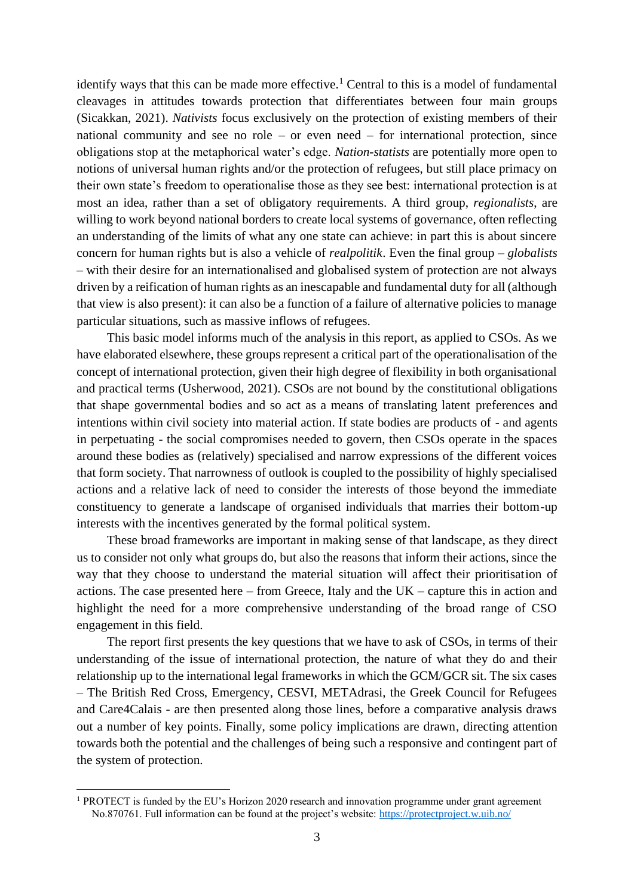identify ways that this can be made more effective.[1] Central to this is a model of fundamental cleavages in attitudes towards protection that differentiates between four main groups (Sicakkan, 2021). *Nativists* focus exclusively on the protection of existing members of their national community and see no role – or even need – for international protection, since obligations stop at the metaphorical water's edge. *Nation-statists* are potentially more open to notions of universal human rights and/or the protection of refugees, but still place primacy on their own state's freedom to operationalise those as they see best: international protection is at most an idea, rather than a set of obligatory requirements. A third group, *regionalists*, are willing to work beyond national borders to create local systems of governance, often reflecting an understanding of the limits of what any one state can achieve: in part this is about sincere concern for human rights but is also a vehicle of *realpolitik*. Even the final group – *globalists* – with their desire for an internationalised and globalised system of protection are not always driven by a reification of human rights as an inescapable and fundamental duty for all (although that view is also present): it can also be a function of a failure of alternative policies to manage particular situations, such as massive inflows of refugees.

This basic model informs much of the analysis in this report, as applied to CSOs. As we have elaborated elsewhere, these groups represent a critical part of the operationalisation of the concept of international protection, given their high degree of flexibility in both organisational and practical terms (Usherwood, 2021). CSOs are not bound by the constitutional obligations that shape governmental bodies and so act as a means of translating latent preferences and intentions within civil society into material action. If state bodies are products of - and agents in perpetuating - the social compromises needed to govern, then CSOs operate in the spaces around these bodies as (relatively) specialised and narrow expressions of the different voices that form society. That narrowness of outlook is coupled to the possibility of highly specialised actions and a relative lack of need to consider the interests of those beyond the immediate constituency to generate a landscape of organised individuals that marries their bottom-up interests with the incentives generated by the formal political system.

These broad frameworks are important in making sense of that landscape, as they direct us to consider not only what groups do, but also the reasons that inform their actions, since the way that they choose to understand the material situation will affect their prioritisation of actions. The case presented here – from Greece, Italy and the UK – capture this in action and highlight the need for a more comprehensive understanding of the broad range of CSO engagement in this field.

The report first presents the key questions that we have to ask of CSOs, in terms of their understanding of the issue of international protection, the nature of what they do and their relationship up to the international legal frameworks in which the GCM/GCR sit. The six cases – The British Red Cross, Emergency, CESVI, METAdrasi, the Greek Council for Refugees and Care4Calais - are then presented along those lines, before a comparative analysis draws out a number of key points. Finally, some policy implications are drawn, directing attention towards both the potential and the challenges of being such a responsive and contingent part of the system of protection.

---

[1] PROTECT is funded by the EU's Horizon 2020 research and innovation programme under grant agreement No.870761. Full information can be found at the project's website: https://protectproject.w.uib.no/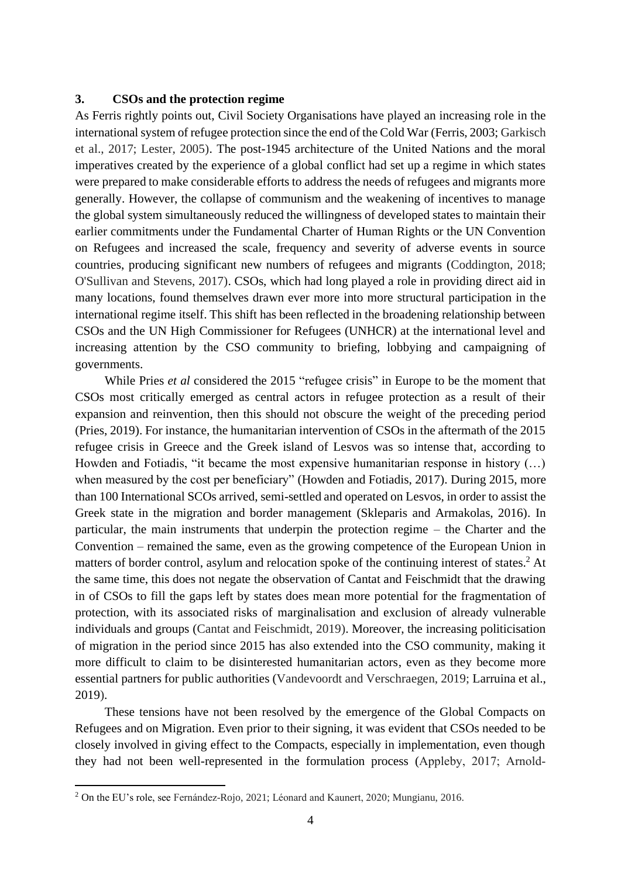## 3. CSOs and the protection regime

As Ferris rightly points out, Civil Society Organisations have played an increasing role in the international system of refugee protection since the end of the Cold War (Ferris, 2003; Garkisch et al., 2017; Lester, 2005). The post-1945 architecture of the United Nations and the moral imperatives created by the experience of a global conflict had set up a regime in which states were prepared to make considerable efforts to address the needs of refugees and migrants more generally. However, the collapse of communism and the weakening of incentives to manage the global system simultaneously reduced the willingness of developed states to maintain their earlier commitments under the Fundamental Charter of Human Rights or the UN Convention on Refugees and increased the scale, frequency and severity of adverse events in source countries, producing significant new numbers of refugees and migrants (Coddington, 2018; O'Sullivan and Stevens, 2017). CSOs, which had long played a role in providing direct aid in many locations, found themselves drawn ever more into more structural participation in the international regime itself. This shift has been reflected in the broadening relationship between CSOs and the UN High Commissioner for Refugees (UNHCR) at the international level and increasing attention by the CSO community to briefing, lobbying and campaigning of governments.

While Pries *et al* considered the 2015 "refugee crisis" in Europe to be the moment that CSOs most critically emerged as central actors in refugee protection as a result of their expansion and reinvention, then this should not obscure the weight of the preceding period (Pries, 2019). For instance, the humanitarian intervention of CSOs in the aftermath of the 2015 refugee crisis in Greece and the Greek island of Lesvos was so intense that, according to Howden and Fotiadis, "it became the most expensive humanitarian response in history (…) when measured by the cost per beneficiary" (Howden and Fotiadis, 2017). During 2015, more than 100 International SCOs arrived, semi-settled and operated on Lesvos, in order to assist the Greek state in the migration and border management (Skleparis and Armakolas, 2016). In particular, the main instruments that underpin the protection regime – the Charter and the Convention – remained the same, even as the growing competence of the European Union in matters of border control, asylum and relocation spoke of the continuing interest of states.[2] At the same time, this does not negate the observation of Cantat and Feischmidt that the drawing in of CSOs to fill the gaps left by states does mean more potential for the fragmentation of protection, with its associated risks of marginalisation and exclusion of already vulnerable individuals and groups (Cantat and Feischmidt, 2019). Moreover, the increasing politicisation of migration in the period since 2015 has also extended into the CSO community, making it more difficult to claim to be disinterested humanitarian actors, even as they become more essential partners for public authorities (Vandevoordt and Verschraegen, 2019; Larruina et al., 2019).

These tensions have not been resolved by the emergence of the Global Compacts on Refugees and on Migration. Even prior to their signing, it was evident that CSOs needed to be closely involved in giving effect to the Compacts, especially in implementation, even though they had not been well-represented in the formulation process (Appleby, 2017; Arnold-

[2] On the EU's role, see Fernández-Rojo, 2021; Léonard and Kaunert, 2020; Mungianu, 2016.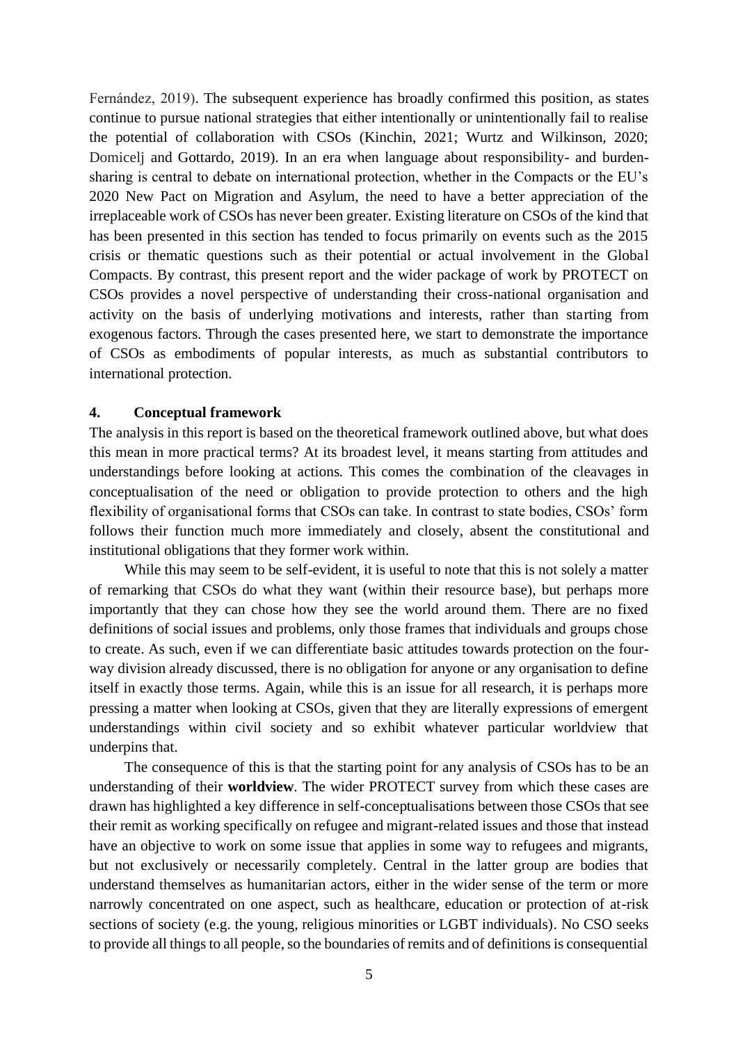Fernández, 2019). The subsequent experience has broadly confirmed this position, as states continue to pursue national strategies that either intentionally or unintentionally fail to realise the potential of collaboration with CSOs (Kinchin, 2021; Wurtz and Wilkinson, 2020; Domicelj and Gottardo, 2019). In an era when language about responsibility- and burden-sharing is central to debate on international protection, whether in the Compacts or the EU's 2020 New Pact on Migration and Asylum, the need to have a better appreciation of the irreplaceable work of CSOs has never been greater. Existing literature on CSOs of the kind that has been presented in this section has tended to focus primarily on events such as the 2015 crisis or thematic questions such as their potential or actual involvement in the Global Compacts. By contrast, this present report and the wider package of work by PROTECT on CSOs provides a novel perspective of understanding their cross-national organisation and activity on the basis of underlying motivations and interests, rather than starting from exogenous factors. Through the cases presented here, we start to demonstrate the importance of CSOs as embodiments of popular interests, as much as substantial contributors to international protection.

## 4. Conceptual framework

The analysis in this report is based on the theoretical framework outlined above, but what does this mean in more practical terms? At its broadest level, it means starting from attitudes and understandings before looking at actions. This comes the combination of the cleavages in conceptualisation of the need or obligation to provide protection to others and the high flexibility of organisational forms that CSOs can take. In contrast to state bodies, CSOs' form follows their function much more immediately and closely, absent the constitutional and institutional obligations that they former work within.

While this may seem to be self-evident, it is useful to note that this is not solely a matter of remarking that CSOs do what they want (within their resource base), but perhaps more importantly that they can chose how they see the world around them. There are no fixed definitions of social issues and problems, only those frames that individuals and groups chose to create. As such, even if we can differentiate basic attitudes towards protection on the four-way division already discussed, there is no obligation for anyone or any organisation to define itself in exactly those terms. Again, while this is an issue for all research, it is perhaps more pressing a matter when looking at CSOs, given that they are literally expressions of emergent understandings within civil society and so exhibit whatever particular worldview that underpins that.

The consequence of this is that the starting point for any analysis of CSOs has to be an understanding of their **worldview**. The wider PROTECT survey from which these cases are drawn has highlighted a key difference in self-conceptualisations between those CSOs that see their remit as working specifically on refugee and migrant-related issues and those that instead have an objective to work on some issue that applies in some way to refugees and migrants, but not exclusively or necessarily completely. Central in the latter group are bodies that understand themselves as humanitarian actors, either in the wider sense of the term or more narrowly concentrated on one aspect, such as healthcare, education or protection of at-risk sections of society (e.g. the young, religious minorities or LGBT individuals). No CSO seeks to provide all things to all people, so the boundaries of remits and of definitions is consequential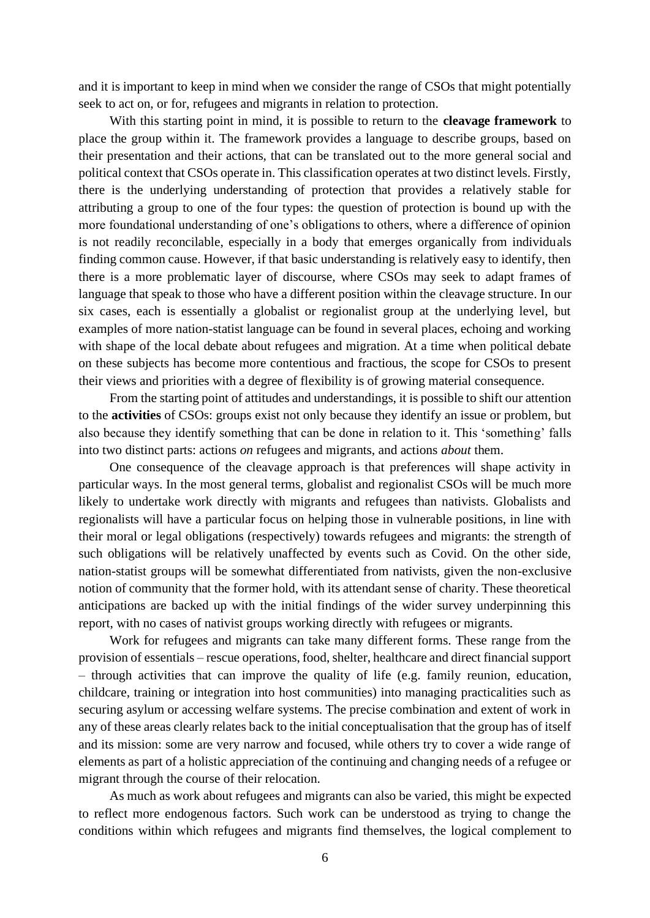and it is important to keep in mind when we consider the range of CSOs that might potentially seek to act on, or for, refugees and migrants in relation to protection.

With this starting point in mind, it is possible to return to the **cleavage framework** to place the group within it. The framework provides a language to describe groups, based on their presentation and their actions, that can be translated out to the more general social and political context that CSOs operate in. This classification operates at two distinct levels. Firstly, there is the underlying understanding of protection that provides a relatively stable for attributing a group to one of the four types: the question of protection is bound up with the more foundational understanding of one's obligations to others, where a difference of opinion is not readily reconcilable, especially in a body that emerges organically from individuals finding common cause. However, if that basic understanding is relatively easy to identify, then there is a more problematic layer of discourse, where CSOs may seek to adapt frames of language that speak to those who have a different position within the cleavage structure. In our six cases, each is essentially a globalist or regionalist group at the underlying level, but examples of more nation-statist language can be found in several places, echoing and working with shape of the local debate about refugees and migration. At a time when political debate on these subjects has become more contentious and fractious, the scope for CSOs to present their views and priorities with a degree of flexibility is of growing material consequence.

From the starting point of attitudes and understandings, it is possible to shift our attention to the **activities** of CSOs: groups exist not only because they identify an issue or problem, but also because they identify something that can be done in relation to it. This 'something' falls into two distinct parts: actions *on* refugees and migrants, and actions *about* them.

One consequence of the cleavage approach is that preferences will shape activity in particular ways. In the most general terms, globalist and regionalist CSOs will be much more likely to undertake work directly with migrants and refugees than nativists. Globalists and regionalists will have a particular focus on helping those in vulnerable positions, in line with their moral or legal obligations (respectively) towards refugees and migrants: the strength of such obligations will be relatively unaffected by events such as Covid. On the other side, nation-statist groups will be somewhat differentiated from nativists, given the non-exclusive notion of community that the former hold, with its attendant sense of charity. These theoretical anticipations are backed up with the initial findings of the wider survey underpinning this report, with no cases of nativist groups working directly with refugees or migrants.

Work for refugees and migrants can take many different forms. These range from the provision of essentials – rescue operations, food, shelter, healthcare and direct financial support – through activities that can improve the quality of life (e.g. family reunion, education, childcare, training or integration into host communities) into managing practicalities such as securing asylum or accessing welfare systems. The precise combination and extent of work in any of these areas clearly relates back to the initial conceptualisation that the group has of itself and its mission: some are very narrow and focused, while others try to cover a wide range of elements as part of a holistic appreciation of the continuing and changing needs of a refugee or migrant through the course of their relocation.

As much as work about refugees and migrants can also be varied, this might be expected to reflect more endogenous factors. Such work can be understood as trying to change the conditions within which refugees and migrants find themselves, the logical complement to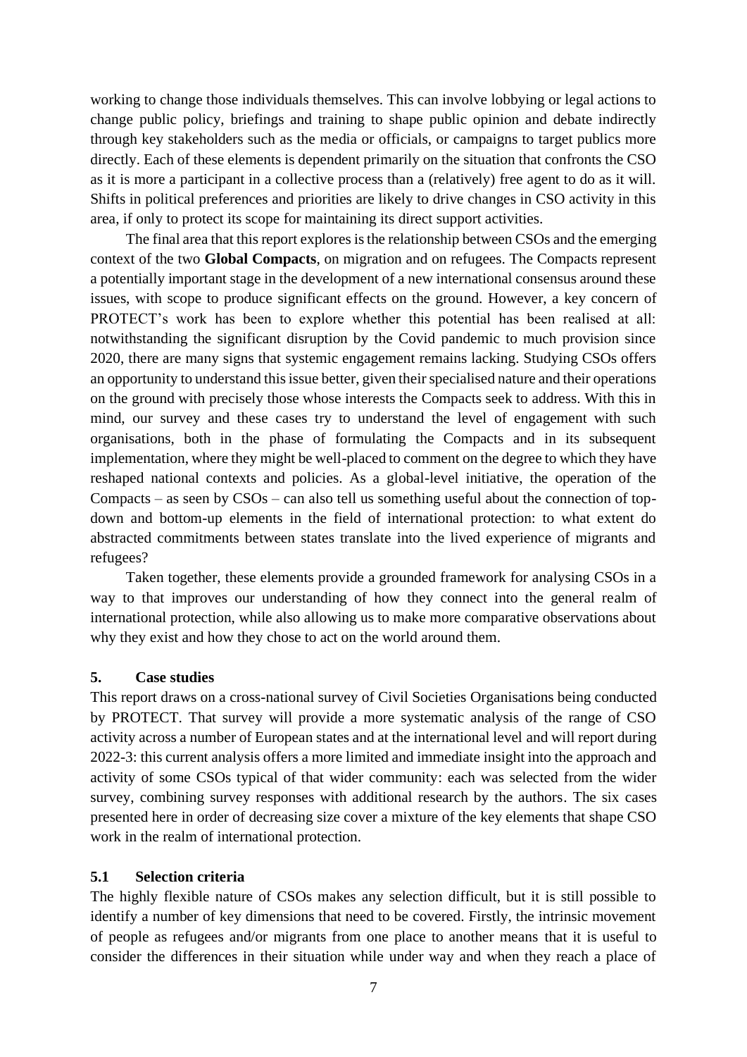working to change those individuals themselves. This can involve lobbying or legal actions to change public policy, briefings and training to shape public opinion and debate indirectly through key stakeholders such as the media or officials, or campaigns to target publics more directly. Each of these elements is dependent primarily on the situation that confronts the CSO as it is more a participant in a collective process than a (relatively) free agent to do as it will. Shifts in political preferences and priorities are likely to drive changes in CSO activity in this area, if only to protect its scope for maintaining its direct support activities.

The final area that this report explores is the relationship between CSOs and the emerging context of the two **Global Compacts**, on migration and on refugees. The Compacts represent a potentially important stage in the development of a new international consensus around these issues, with scope to produce significant effects on the ground. However, a key concern of PROTECT's work has been to explore whether this potential has been realised at all: notwithstanding the significant disruption by the Covid pandemic to much provision since 2020, there are many signs that systemic engagement remains lacking. Studying CSOs offers an opportunity to understand this issue better, given their specialised nature and their operations on the ground with precisely those whose interests the Compacts seek to address. With this in mind, our survey and these cases try to understand the level of engagement with such organisations, both in the phase of formulating the Compacts and in its subsequent implementation, where they might be well-placed to comment on the degree to which they have reshaped national contexts and policies. As a global-level initiative, the operation of the Compacts – as seen by CSOs – can also tell us something useful about the connection of top-down and bottom-up elements in the field of international protection: to what extent do abstracted commitments between states translate into the lived experience of migrants and refugees?

Taken together, these elements provide a grounded framework for analysing CSOs in a way to that improves our understanding of how they connect into the general realm of international protection, while also allowing us to make more comparative observations about why they exist and how they chose to act on the world around them.

## 5. Case studies

This report draws on a cross-national survey of Civil Societies Organisations being conducted by PROTECT. That survey will provide a more systematic analysis of the range of CSO activity across a number of European states and at the international level and will report during 2022-3: this current analysis offers a more limited and immediate insight into the approach and activity of some CSOs typical of that wider community: each was selected from the wider survey, combining survey responses with additional research by the authors. The six cases presented here in order of decreasing size cover a mixture of the key elements that shape CSO work in the realm of international protection.

### 5.1 Selection criteria

The highly flexible nature of CSOs makes any selection difficult, but it is still possible to identify a number of key dimensions that need to be covered. Firstly, the intrinsic movement of people as refugees and/or migrants from one place to another means that it is useful to consider the differences in their situation while under way and when they reach a place of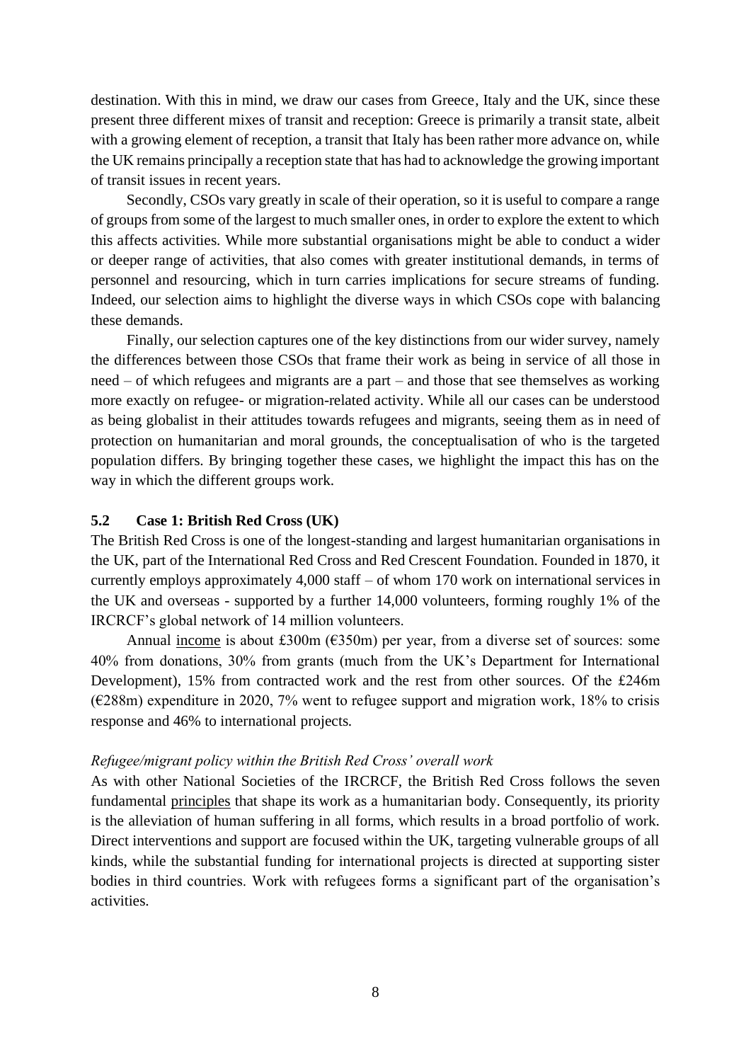destination. With this in mind, we draw our cases from Greece, Italy and the UK, since these present three different mixes of transit and reception: Greece is primarily a transit state, albeit with a growing element of reception, a transit that Italy has been rather more advance on, while the UK remains principally a reception state that has had to acknowledge the growing important of transit issues in recent years.

Secondly, CSOs vary greatly in scale of their operation, so it is useful to compare a range of groups from some of the largest to much smaller ones, in order to explore the extent to which this affects activities. While more substantial organisations might be able to conduct a wider or deeper range of activities, that also comes with greater institutional demands, in terms of personnel and resourcing, which in turn carries implications for secure streams of funding. Indeed, our selection aims to highlight the diverse ways in which CSOs cope with balancing these demands.

Finally, our selection captures one of the key distinctions from our wider survey, namely the differences between those CSOs that frame their work as being in service of all those in need – of which refugees and migrants are a part – and those that see themselves as working more exactly on refugee- or migration-related activity. While all our cases can be understood as being globalist in their attitudes towards refugees and migrants, seeing them as in need of protection on humanitarian and moral grounds, the conceptualisation of who is the targeted population differs. By bringing together these cases, we highlight the impact this has on the way in which the different groups work.

### 5.2 Case 1: British Red Cross (UK)

The British Red Cross is one of the longest-standing and largest humanitarian organisations in the UK, part of the International Red Cross and Red Crescent Foundation. Founded in 1870, it currently employs approximately 4,000 staff – of whom 170 work on international services in the UK and overseas - supported by a further 14,000 volunteers, forming roughly 1% of the IRCRCF's global network of 14 million volunteers.

Annual income is about £300m (€350m) per year, from a diverse set of sources: some 40% from donations, 30% from grants (much from the UK's Department for International Development), 15% from contracted work and the rest from other sources. Of the £246m (€288m) expenditure in 2020, 7% went to refugee support and migration work, 18% to crisis response and 46% to international projects.

*Refugee/migrant policy within the British Red Cross' overall work*

As with other National Societies of the IRCRCF, the British Red Cross follows the seven fundamental principles that shape its work as a humanitarian body. Consequently, its priority is the alleviation of human suffering in all forms, which results in a broad portfolio of work. Direct interventions and support are focused within the UK, targeting vulnerable groups of all kinds, while the substantial funding for international projects is directed at supporting sister bodies in third countries. Work with refugees forms a significant part of the organisation's activities.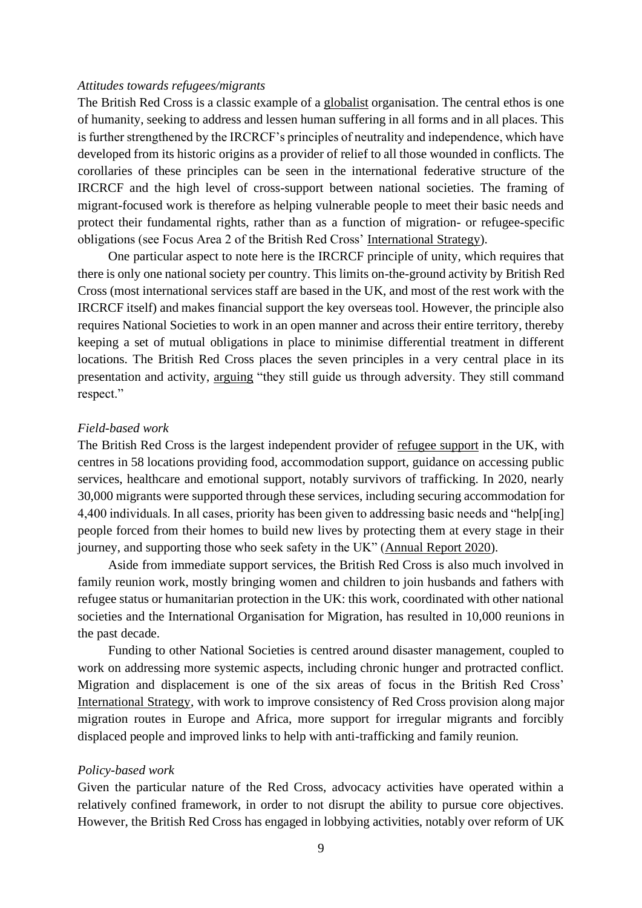*Attitudes towards refugees/migrants*

The British Red Cross is a classic example of a globalist organisation. The central ethos is one of humanity, seeking to address and lessen human suffering in all forms and in all places. This is further strengthened by the IRCRCF's principles of neutrality and independence, which have developed from its historic origins as a provider of relief to all those wounded in conflicts. The corollaries of these principles can be seen in the international federative structure of the IRCRCF and the high level of cross-support between national societies. The framing of migrant-focused work is therefore as helping vulnerable people to meet their basic needs and protect their fundamental rights, rather than as a function of migration- or refugee-specific obligations (see Focus Area 2 of the British Red Cross' International Strategy).

One particular aspect to note here is the IRCRCF principle of unity, which requires that there is only one national society per country. This limits on-the-ground activity by British Red Cross (most international services staff are based in the UK, and most of the rest work with the IRCRCF itself) and makes financial support the key overseas tool. However, the principle also requires National Societies to work in an open manner and across their entire territory, thereby keeping a set of mutual obligations in place to minimise differential treatment in different locations. The British Red Cross places the seven principles in a very central place in its presentation and activity, arguing "they still guide us through adversity. They still command respect."

*Field-based work*

The British Red Cross is the largest independent provider of refugee support in the UK, with centres in 58 locations providing food, accommodation support, guidance on accessing public services, healthcare and emotional support, notably survivors of trafficking. In 2020, nearly 30,000 migrants were supported through these services, including securing accommodation for 4,400 individuals. In all cases, priority has been given to addressing basic needs and "help[ing] people forced from their homes to build new lives by protecting them at every stage in their journey, and supporting those who seek safety in the UK" (Annual Report 2020).

Aside from immediate support services, the British Red Cross is also much involved in family reunion work, mostly bringing women and children to join husbands and fathers with refugee status or humanitarian protection in the UK: this work, coordinated with other national societies and the International Organisation for Migration, has resulted in 10,000 reunions in the past decade.

Funding to other National Societies is centred around disaster management, coupled to work on addressing more systemic aspects, including chronic hunger and protracted conflict. Migration and displacement is one of the six areas of focus in the British Red Cross' International Strategy, with work to improve consistency of Red Cross provision along major migration routes in Europe and Africa, more support for irregular migrants and forcibly displaced people and improved links to help with anti-trafficking and family reunion.

*Policy-based work*

Given the particular nature of the Red Cross, advocacy activities have operated within a relatively confined framework, in order to not disrupt the ability to pursue core objectives. However, the British Red Cross has engaged in lobbying activities, notably over reform of UK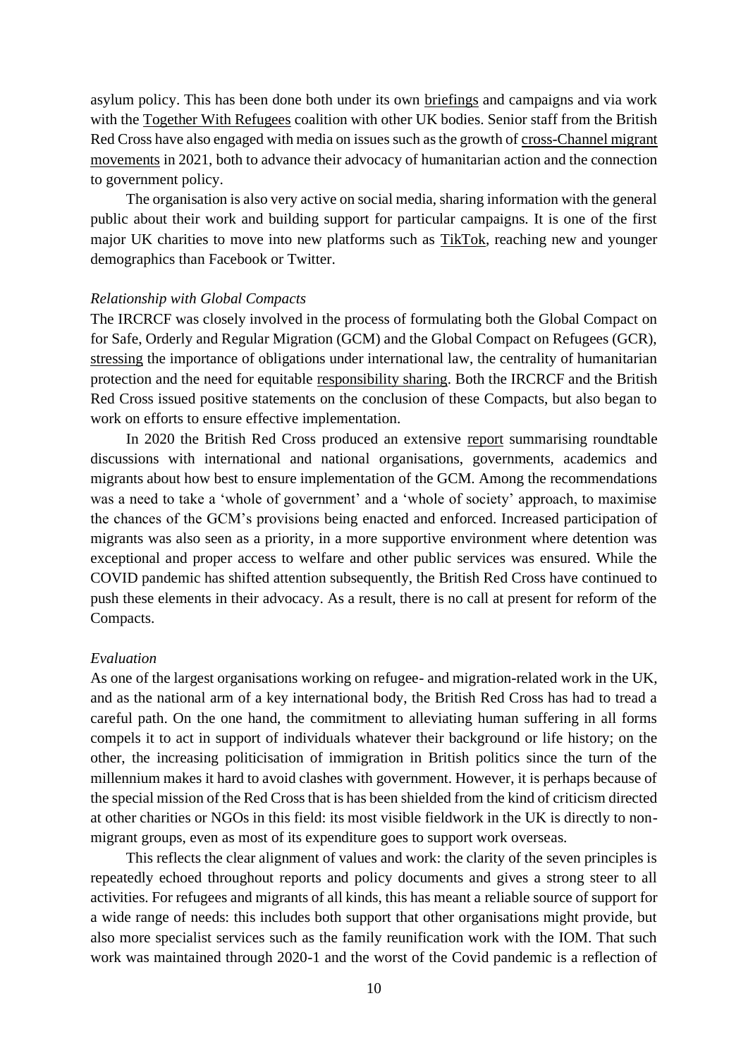asylum policy. This has been done both under its own briefings and campaigns and via work with the Together With Refugees coalition with other UK bodies. Senior staff from the British Red Cross have also engaged with media on issues such as the growth of cross-Channel migrant movements in 2021, both to advance their advocacy of humanitarian action and the connection to government policy.

The organisation is also very active on social media, sharing information with the general public about their work and building support for particular campaigns. It is one of the first major UK charities to move into new platforms such as TikTok, reaching new and younger demographics than Facebook or Twitter.

*Relationship with Global Compacts*

The IRCRCF was closely involved in the process of formulating both the Global Compact on for Safe, Orderly and Regular Migration (GCM) and the Global Compact on Refugees (GCR), stressing the importance of obligations under international law, the centrality of humanitarian protection and the need for equitable responsibility sharing. Both the IRCRCF and the British Red Cross issued positive statements on the conclusion of these Compacts, but also began to work on efforts to ensure effective implementation.

In 2020 the British Red Cross produced an extensive report summarising roundtable discussions with international and national organisations, governments, academics and migrants about how best to ensure implementation of the GCM. Among the recommendations was a need to take a 'whole of government' and a 'whole of society' approach, to maximise the chances of the GCM's provisions being enacted and enforced. Increased participation of migrants was also seen as a priority, in a more supportive environment where detention was exceptional and proper access to welfare and other public services was ensured. While the COVID pandemic has shifted attention subsequently, the British Red Cross have continued to push these elements in their advocacy. As a result, there is no call at present for reform of the Compacts.

*Evaluation*

As one of the largest organisations working on refugee- and migration-related work in the UK, and as the national arm of a key international body, the British Red Cross has had to tread a careful path. On the one hand, the commitment to alleviating human suffering in all forms compels it to act in support of individuals whatever their background or life history; on the other, the increasing politicisation of immigration in British politics since the turn of the millennium makes it hard to avoid clashes with government. However, it is perhaps because of the special mission of the Red Cross that is has been shielded from the kind of criticism directed at other charities or NGOs in this field: its most visible fieldwork in the UK is directly to non-migrant groups, even as most of its expenditure goes to support work overseas.

This reflects the clear alignment of values and work: the clarity of the seven principles is repeatedly echoed throughout reports and policy documents and gives a strong steer to all activities. For refugees and migrants of all kinds, this has meant a reliable source of support for a wide range of needs: this includes both support that other organisations might provide, but also more specialist services such as the family reunification work with the IOM. That such work was maintained through 2020-1 and the worst of the Covid pandemic is a reflection of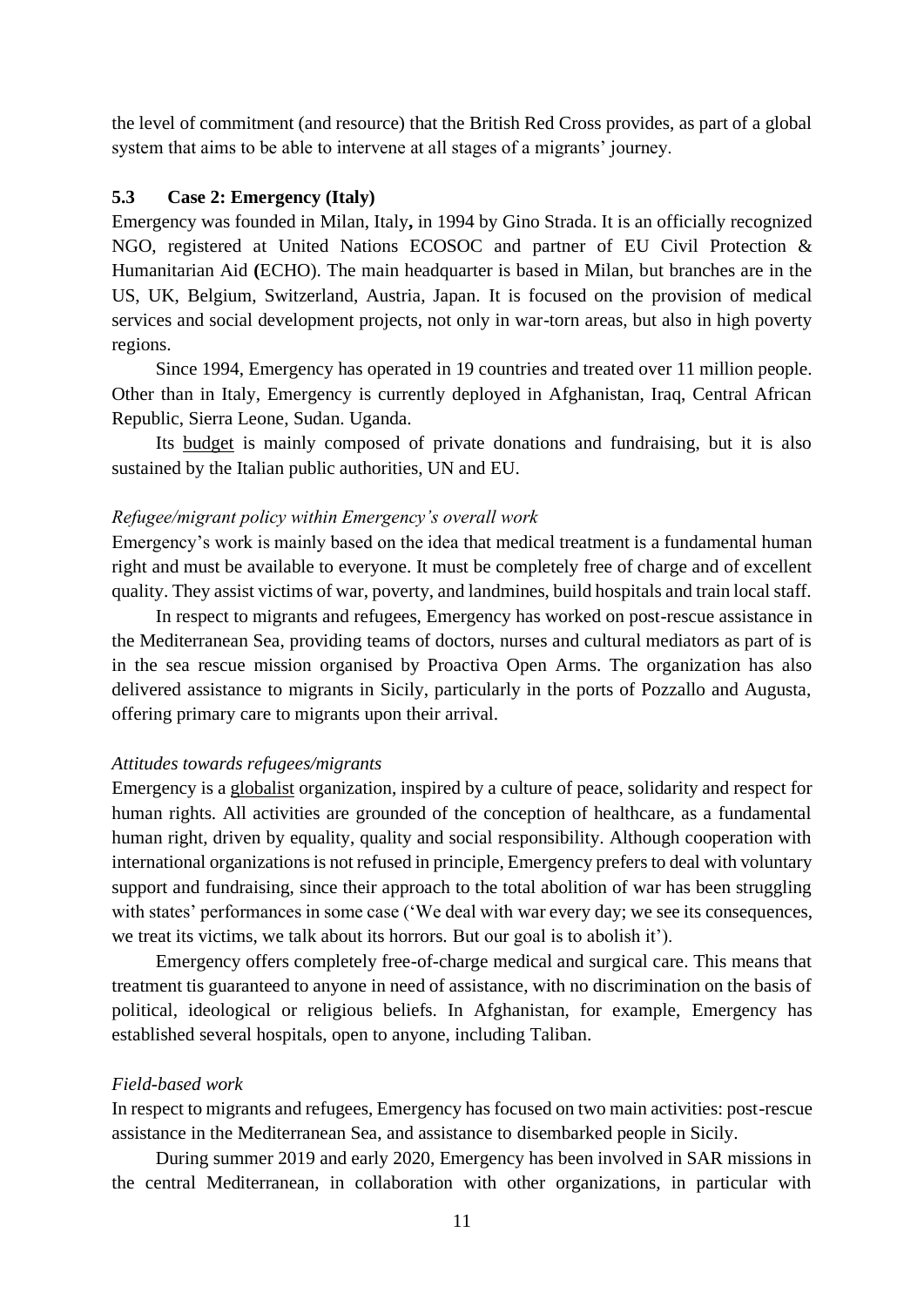the level of commitment (and resource) that the British Red Cross provides, as part of a global system that aims to be able to intervene at all stages of a migrants' journey.

### 5.3 Case 2: Emergency (Italy)

Emergency was founded in Milan, Italy**,** in 1994 by Gino Strada. It is an officially recognized NGO, registered at United Nations ECOSOC and partner of EU Civil Protection & Humanitarian Aid **(**ECHO). The main headquarter is based in Milan, but branches are in the US, UK, Belgium, Switzerland, Austria, Japan. It is focused on the provision of medical services and social development projects, not only in war-torn areas, but also in high poverty regions.

Since 1994, Emergency has operated in 19 countries and treated over 11 million people. Other than in Italy, Emergency is currently deployed in Afghanistan, Iraq, Central African Republic, Sierra Leone, Sudan. Uganda.

Its budget is mainly composed of private donations and fundraising, but it is also sustained by the Italian public authorities, UN and EU.

*Refugee/migrant policy within Emergency's overall work*

Emergency's work is mainly based on the idea that medical treatment is a fundamental human right and must be available to everyone. It must be completely free of charge and of excellent quality. They assist victims of war, poverty, and landmines, build hospitals and train local staff.

In respect to migrants and refugees, Emergency has worked on post-rescue assistance in the Mediterranean Sea, providing teams of doctors, nurses and cultural mediators as part of is in the sea rescue mission organised by Proactiva Open Arms. The organization has also delivered assistance to migrants in Sicily, particularly in the ports of Pozzallo and Augusta, offering primary care to migrants upon their arrival.

*Attitudes towards refugees/migrants*

Emergency is a globalist organization, inspired by a culture of peace, solidarity and respect for human rights. All activities are grounded of the conception of healthcare, as a fundamental human right, driven by equality, quality and social responsibility. Although cooperation with international organizations is not refused in principle, Emergency prefers to deal with voluntary support and fundraising, since their approach to the total abolition of war has been struggling with states' performances in some case ('We deal with war every day; we see its consequences, we treat its victims, we talk about its horrors. But our goal is to abolish it').

Emergency offers completely free-of-charge medical and surgical care. This means that treatment tis guaranteed to anyone in need of assistance, with no discrimination on the basis of political, ideological or religious beliefs. In Afghanistan, for example, Emergency has established several hospitals, open to anyone, including Taliban.

*Field-based work*

In respect to migrants and refugees, Emergency has focused on two main activities: post-rescue assistance in the Mediterranean Sea, and assistance to disembarked people in Sicily.

During summer 2019 and early 2020, Emergency has been involved in SAR missions in the central Mediterranean, in collaboration with other organizations, in particular with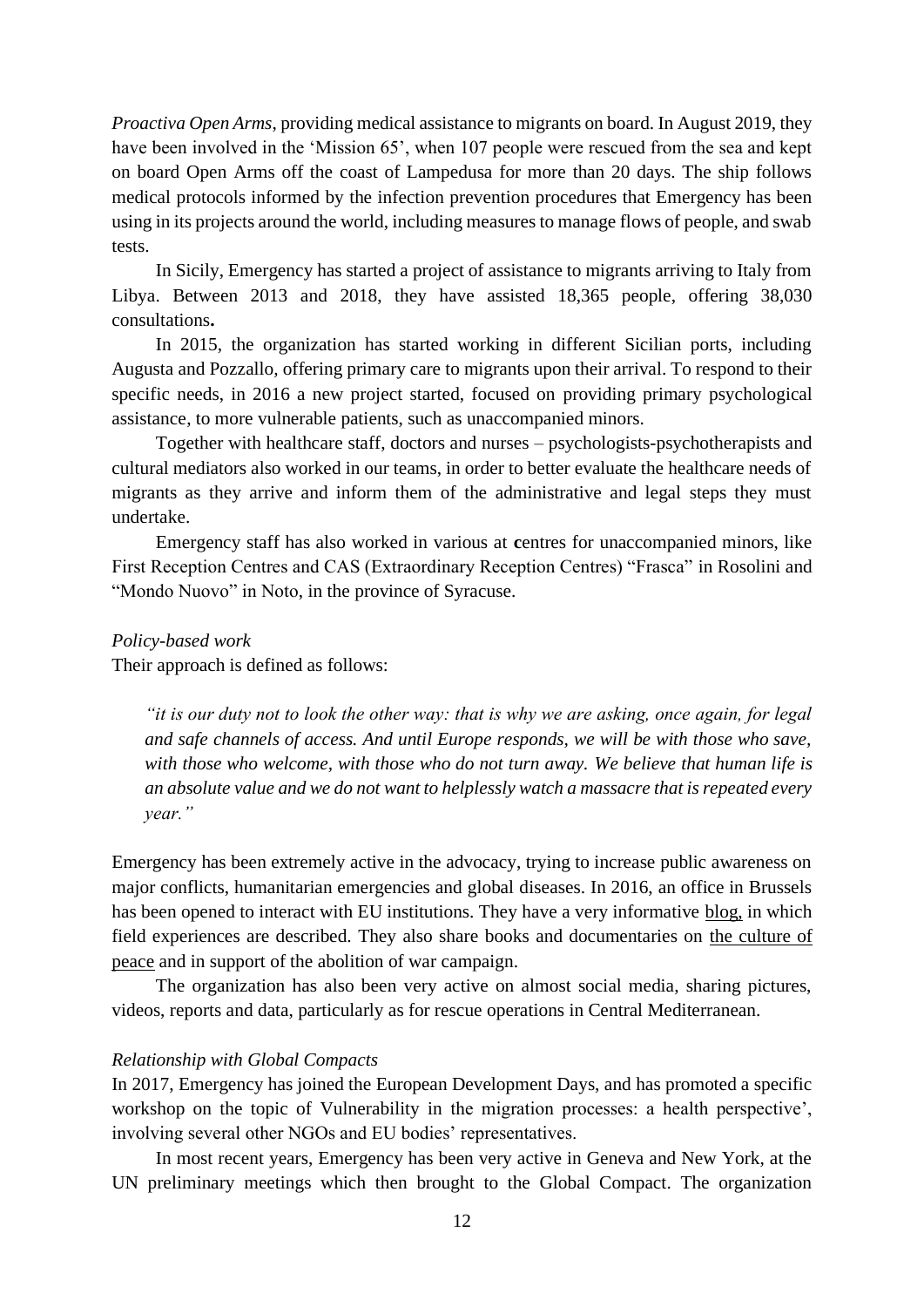*Proactiva Open Arms*, providing medical assistance to migrants on board. In August 2019, they have been involved in the 'Mission 65', when 107 people were rescued from the sea and kept on board Open Arms off the coast of Lampedusa for more than 20 days. The ship follows medical protocols informed by the infection prevention procedures that Emergency has been using in its projects around the world, including measures to manage flows of people, and swab tests.

In Sicily, Emergency has started a project of assistance to migrants arriving to Italy from Libya. Between 2013 and 2018, they have assisted 18,365 people, offering 38,030 consultations**.**

In 2015, the organization has started working in different Sicilian ports, including Augusta and Pozzallo, offering primary care to migrants upon their arrival. To respond to their specific needs, in 2016 a new project started, focused on providing primary psychological assistance, to more vulnerable patients, such as unaccompanied minors.

Together with healthcare staff, doctors and nurses – psychologists-psychotherapists and cultural mediators also worked in our teams, in order to better evaluate the healthcare needs of migrants as they arrive and inform them of the administrative and legal steps they must undertake.

Emergency staff has also worked in various at **c**entres for unaccompanied minors, like First Reception Centres and CAS (Extraordinary Reception Centres) "Frasca" in Rosolini and "Mondo Nuovo" in Noto, in the province of Syracuse.

*Policy-based work*

Their approach is defined as follows:

> *"it is our duty not to look the other way: that is why we are asking, once again, for legal and safe channels of access. And until Europe responds, we will be with those who save, with those who welcome, with those who do not turn away. We believe that human life is an absolute value and we do not want to helplessly watch a massacre that is repeated every year."*

Emergency has been extremely active in the advocacy, trying to increase public awareness on major conflicts, humanitarian emergencies and global diseases. In 2016, an office in Brussels has been opened to interact with EU institutions. They have a very informative blog, in which field experiences are described. They also share books and documentaries on the culture of peace and in support of the abolition of war campaign.

The organization has also been very active on almost social media, sharing pictures, videos, reports and data, particularly as for rescue operations in Central Mediterranean.

*Relationship with Global Compacts*

In 2017, Emergency has joined the European Development Days, and has promoted a specific workshop on the topic of Vulnerability in the migration processes: a health perspective', involving several other NGOs and EU bodies' representatives.

In most recent years, Emergency has been very active in Geneva and New York, at the UN preliminary meetings which then brought to the Global Compact. The organization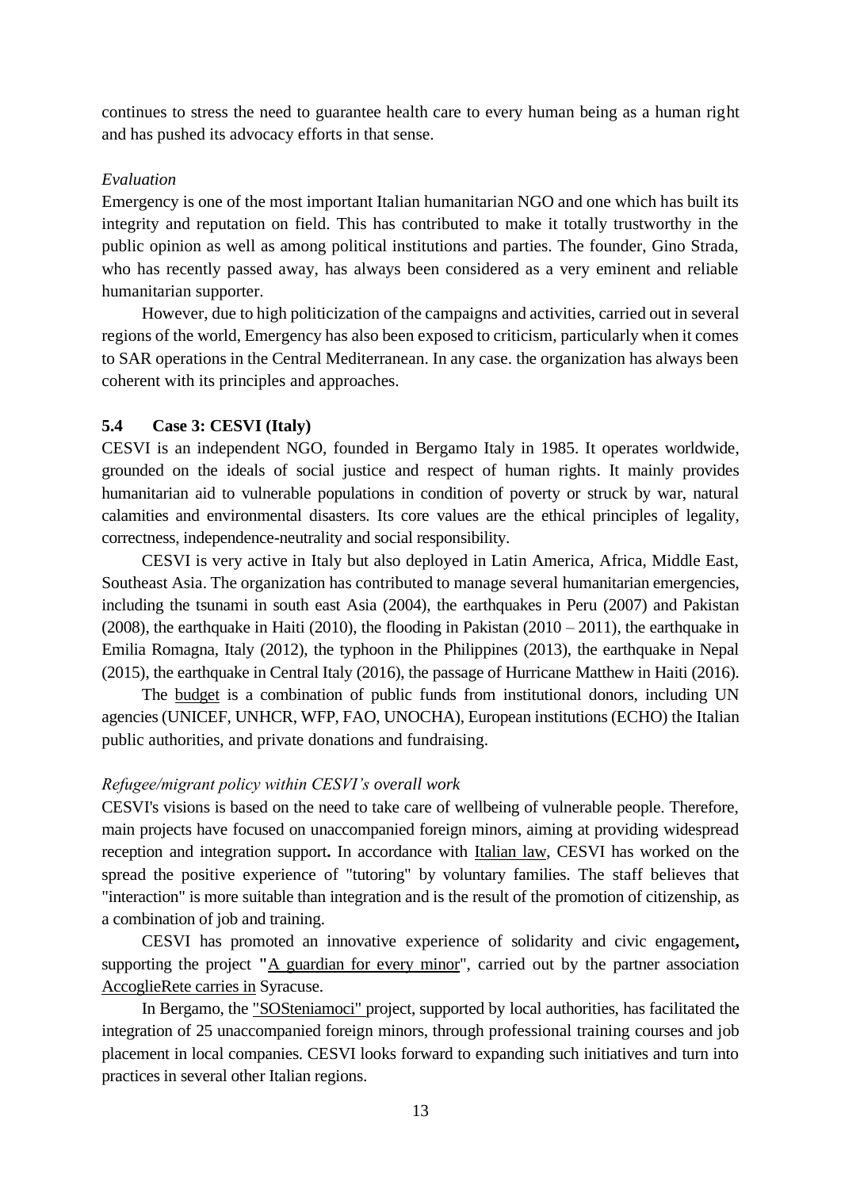continues to stress the need to guarantee health care to every human being as a human right and has pushed its advocacy efforts in that sense.

*Evaluation*

Emergency is one of the most important Italian humanitarian NGO and one which has built its integrity and reputation on field. This has contributed to make it totally trustworthy in the public opinion as well as among political institutions and parties. The founder, Gino Strada, who has recently passed away, has always been considered as a very eminent and reliable humanitarian supporter.

However, due to high politicization of the campaigns and activities, carried out in several regions of the world, Emergency has also been exposed to criticism, particularly when it comes to SAR operations in the Central Mediterranean. In any case. the organization has always been coherent with its principles and approaches.

### 5.4 Case 3: CESVI (Italy)

CESVI is an independent NGO, founded in Bergamo Italy in 1985. It operates worldwide, grounded on the ideals of social justice and respect of human rights. It mainly provides humanitarian aid to vulnerable populations in condition of poverty or struck by war, natural calamities and environmental disasters. Its core values are the ethical principles of legality, correctness, independence-neutrality and social responsibility.

CESVI is very active in Italy but also deployed in Latin America, Africa, Middle East, Southeast Asia. The organization has contributed to manage several humanitarian emergencies, including the tsunami in south east Asia (2004), the earthquakes in Peru (2007) and Pakistan (2008), the earthquake in Haiti (2010), the flooding in Pakistan (2010 – 2011), the earthquake in Emilia Romagna, Italy (2012), the typhoon in the Philippines (2013), the earthquake in Nepal (2015), the earthquake in Central Italy (2016), the passage of Hurricane Matthew in Haiti (2016).

The budget is a combination of public funds from institutional donors, including UN agencies (UNICEF, UNHCR, WFP, FAO, UNOCHA), European institutions (ECHO) the Italian public authorities, and private donations and fundraising.

*Refugee/migrant policy within CESVI's overall work*

CESVI's visions is based on the need to take care of wellbeing of vulnerable people. Therefore, main projects have focused on unaccompanied foreign minors, aiming at providing widespread reception and integration support**.** In accordance with Italian law, CESVI has worked on the spread the positive experience of "tutoring" by voluntary families. The staff believes that "interaction" is more suitable than integration and is the result of the promotion of citizenship, as a combination of job and training.

CESVI has promoted an innovative experience of solidarity and civic engagement**,** supporting the project **"**A guardian for every minor", carried out by the partner association AccoglieRete carries in Syracuse.

In Bergamo, the "SOSteniamoci" project, supported by local authorities, has facilitated the integration of 25 unaccompanied foreign minors, through professional training courses and job placement in local companies. CESVI looks forward to expanding such initiatives and turn into practices in several other Italian regions.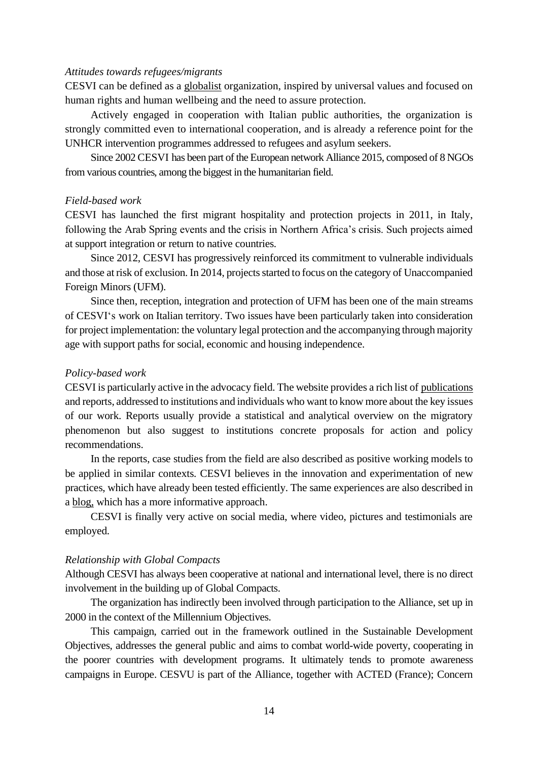*Attitudes towards refugees/migrants*

CESVI can be defined as a globalist organization, inspired by universal values and focused on human rights and human wellbeing and the need to assure protection.

Actively engaged in cooperation with Italian public authorities, the organization is strongly committed even to international cooperation, and is already a reference point for the UNHCR intervention programmes addressed to refugees and asylum seekers.

Since 2002 CESVI has been part of the European network Alliance 2015, composed of 8 NGOs from various countries, among the biggest in the humanitarian field.

*Field-based work*

CESVI has launched the first migrant hospitality and protection projects in 2011, in Italy, following the Arab Spring events and the crisis in Northern Africa's crisis. Such projects aimed at support integration or return to native countries.

Since 2012, CESVI has progressively reinforced its commitment to vulnerable individuals and those at risk of exclusion. In 2014, projects started to focus on the category of Unaccompanied Foreign Minors (UFM).

Since then, reception, integration and protection of UFM has been one of the main streams of CESVI's work on Italian territory. Two issues have been particularly taken into consideration for project implementation: the voluntary legal protection and the accompanying through majority age with support paths for social, economic and housing independence.

*Policy-based work*

CESVI is particularly active in the advocacy field. The website provides a rich list of publications and reports, addressed to institutions and individuals who want to know more about the key issues of our work. Reports usually provide a statistical and analytical overview on the migratory phenomenon but also suggest to institutions concrete proposals for action and policy recommendations.

In the reports, case studies from the field are also described as positive working models to be applied in similar contexts. CESVI believes in the innovation and experimentation of new practices, which have already been tested efficiently. The same experiences are also described in a blog, which has a more informative approach.

CESVI is finally very active on social media, where video, pictures and testimonials are employed.

*Relationship with Global Compacts*

Although CESVI has always been cooperative at national and international level, there is no direct involvement in the building up of Global Compacts.

The organization has indirectly been involved through participation to the Alliance, set up in 2000 in the context of the Millennium Objectives.

This campaign, carried out in the framework outlined in the Sustainable Development Objectives, addresses the general public and aims to combat world-wide poverty, cooperating in the poorer countries with development programs. It ultimately tends to promote awareness campaigns in Europe. CESVU is part of the Alliance, together with ACTED (France); Concern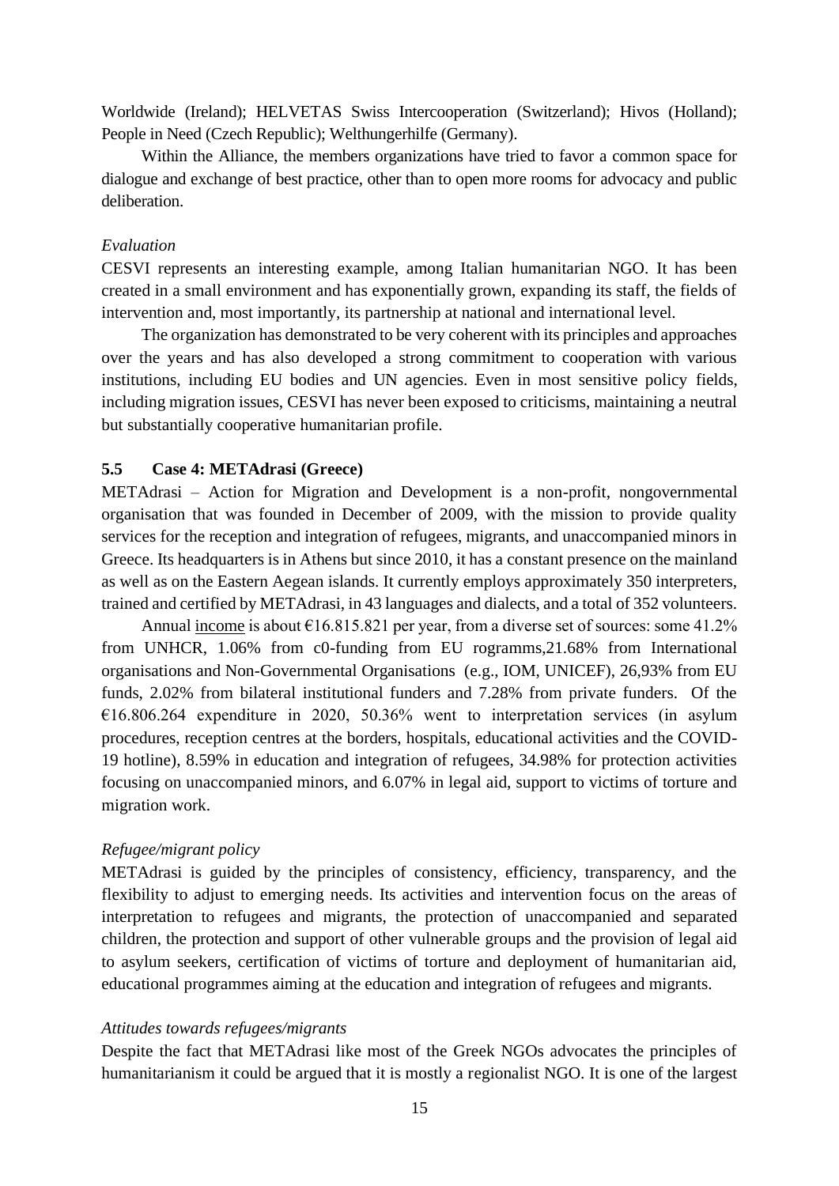Worldwide (Ireland); HELVETAS Swiss Intercooperation (Switzerland); Hivos (Holland); People in Need (Czech Republic); Welthungerhilfe (Germany).

Within the Alliance, the members organizations have tried to favor a common space for dialogue and exchange of best practice, other than to open more rooms for advocacy and public deliberation.

*Evaluation*

CESVI represents an interesting example, among Italian humanitarian NGO. It has been created in a small environment and has exponentially grown, expanding its staff, the fields of intervention and, most importantly, its partnership at national and international level.

The organization has demonstrated to be very coherent with its principles and approaches over the years and has also developed a strong commitment to cooperation with various institutions, including EU bodies and UN agencies. Even in most sensitive policy fields, including migration issues, CESVI has never been exposed to criticisms, maintaining a neutral but substantially cooperative humanitarian profile.

### 5.5 Case 4: METAdrasi (Greece)

METAdrasi – Action for Migration and Development is a non-profit, nongovernmental organisation that was founded in December of 2009, with the mission to provide quality services for the reception and integration of refugees, migrants, and unaccompanied minors in Greece. Its headquarters is in Athens but since 2010, it has a constant presence on the mainland as well as on the Eastern Aegean islands. It currently employs approximately 350 interpreters, trained and certified by METAdrasi, in 43 languages and dialects, and a total of 352 volunteers.

Annual income is about €16.815.821 per year, from a diverse set of sources: some 41.2% from UNHCR, 1.06% from c0-funding from EU rogramms,21.68% from International organisations and Non-Governmental Organisations (e.g., IOM, UNICEF), 26,93% from EU funds, 2.02% from bilateral institutional funders and 7.28% from private funders. Of the €16.806.264 expenditure in 2020, 50.36% went to interpretation services (in asylum procedures, reception centres at the borders, hospitals, educational activities and the COVID-19 hotline), 8.59% in education and integration of refugees, 34.98% for protection activities focusing on unaccompanied minors, and 6.07% in legal aid, support to victims of torture and migration work.

*Refugee/migrant policy*

METAdrasi is guided by the principles of consistency, efficiency, transparency, and the flexibility to adjust to emerging needs. Its activities and intervention focus on the areas of interpretation to refugees and migrants, the protection of unaccompanied and separated children, the protection and support of other vulnerable groups and the provision of legal aid to asylum seekers, certification of victims of torture and deployment of humanitarian aid, educational programmes aiming at the education and integration of refugees and migrants.

*Attitudes towards refugees/migrants*

Despite the fact that METAdrasi like most of the Greek NGOs advocates the principles of humanitarianism it could be argued that it is mostly a regionalist NGO. It is one of the largest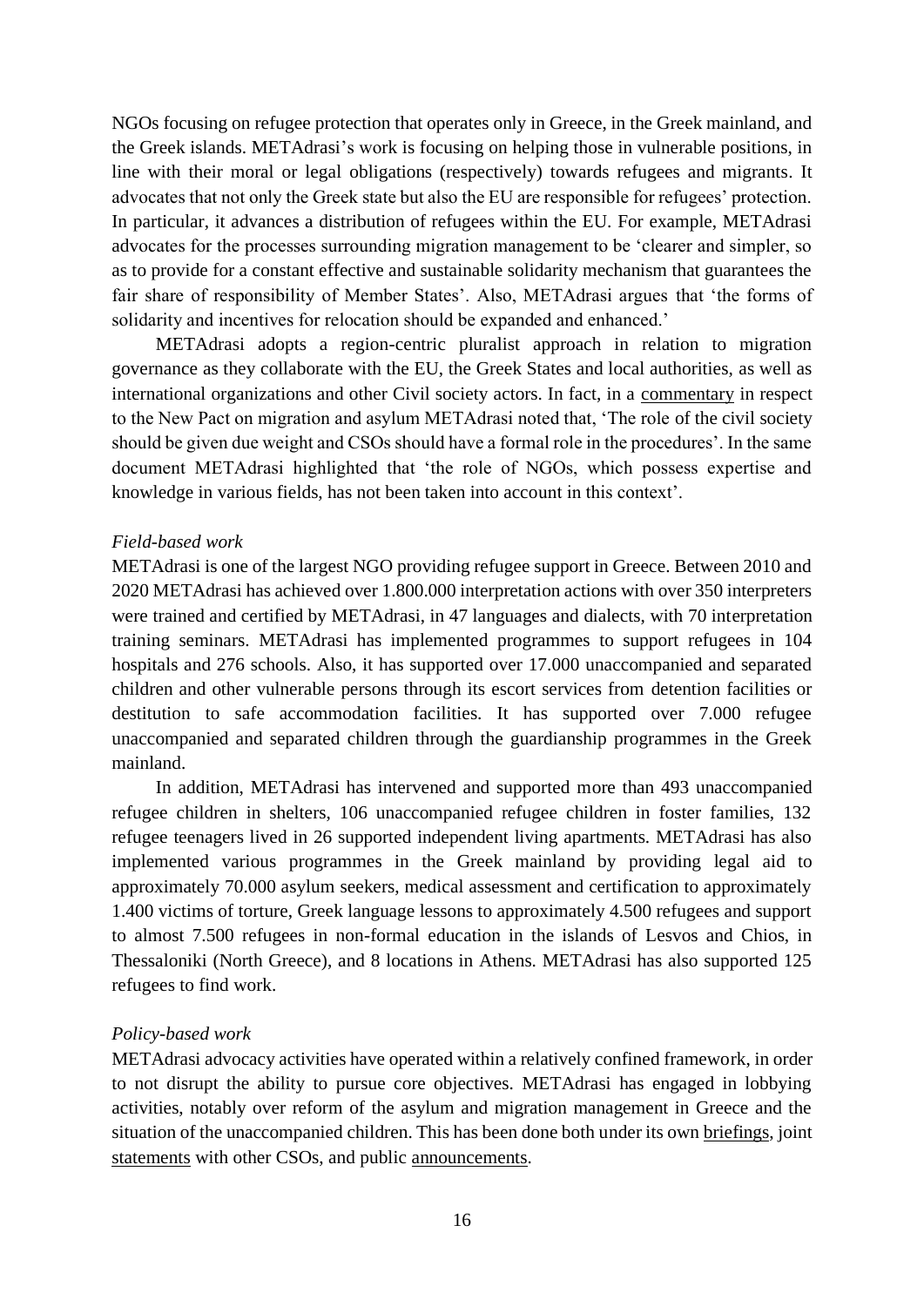NGOs focusing on refugee protection that operates only in Greece, in the Greek mainland, and the Greek islands. METAdrasi's work is focusing on helping those in vulnerable positions, in line with their moral or legal obligations (respectively) towards refugees and migrants. It advocates that not only the Greek state but also the EU are responsible for refugees' protection. In particular, it advances a distribution of refugees within the EU. For example, METAdrasi advocates for the processes surrounding migration management to be 'clearer and simpler, so as to provide for a constant effective and sustainable solidarity mechanism that guarantees the fair share of responsibility of Member States'. Also, METAdrasi argues that 'the forms of solidarity and incentives for relocation should be expanded and enhanced.'

METAdrasi adopts a region-centric pluralist approach in relation to migration governance as they collaborate with the EU, the Greek States and local authorities, as well as international organizations and other Civil society actors. In fact, in a commentary in respect to the New Pact on migration and asylum METAdrasi noted that, 'The role of the civil society should be given due weight and CSOs should have a formal role in the procedures'. In the same document METAdrasi highlighted that 'the role of NGOs, which possess expertise and knowledge in various fields, has not been taken into account in this context'.

*Field-based work*

METAdrasi is one of the largest NGO providing refugee support in Greece. Between 2010 and 2020 METAdrasi has achieved over 1.800.000 interpretation actions with over 350 interpreters were trained and certified by METAdrasi, in 47 languages and dialects, with 70 interpretation training seminars. METAdrasi has implemented programmes to support refugees in 104 hospitals and 276 schools. Also, it has supported over 17.000 unaccompanied and separated children and other vulnerable persons through its escort services from detention facilities or destitution to safe accommodation facilities. It has supported over 7.000 refugee unaccompanied and separated children through the guardianship programmes in the Greek mainland.

In addition, METAdrasi has intervened and supported more than 493 unaccompanied refugee children in shelters, 106 unaccompanied refugee children in foster families, 132 refugee teenagers lived in 26 supported independent living apartments. METAdrasi has also implemented various programmes in the Greek mainland by providing legal aid to approximately 70.000 asylum seekers, medical assessment and certification to approximately 1.400 victims of torture, Greek language lessons to approximately 4.500 refugees and support to almost 7.500 refugees in non-formal education in the islands of Lesvos and Chios, in Thessaloniki (North Greece), and 8 locations in Athens. METAdrasi has also supported 125 refugees to find work.

*Policy-based work*

METAdrasi advocacy activities have operated within a relatively confined framework, in order to not disrupt the ability to pursue core objectives. METAdrasi has engaged in lobbying activities, notably over reform of the asylum and migration management in Greece and the situation of the unaccompanied children. This has been done both under its own briefings, joint statements with other CSOs, and public announcements.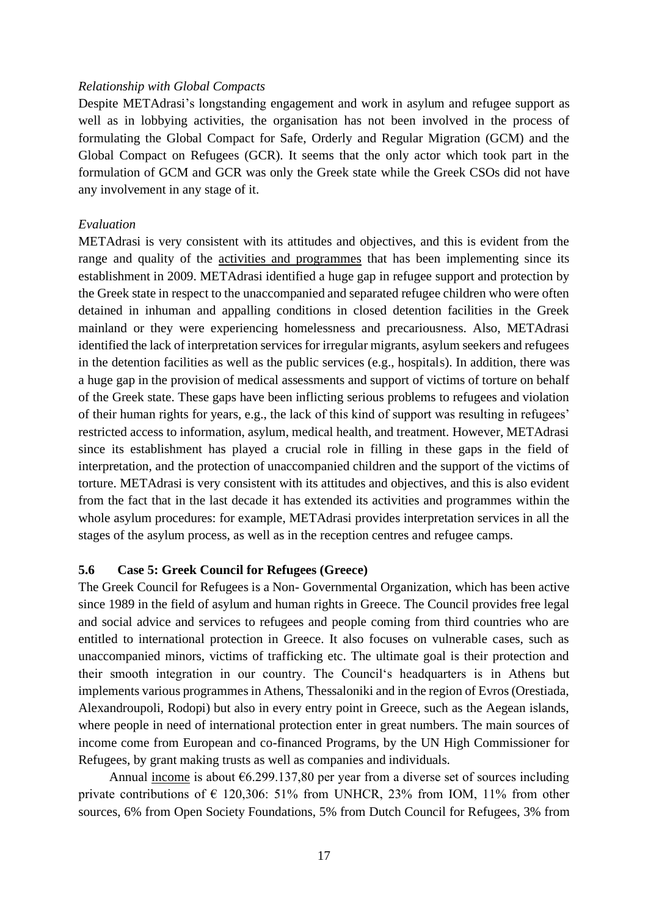*Relationship with Global Compacts*

Despite METAdrasi's longstanding engagement and work in asylum and refugee support as well as in lobbying activities, the organisation has not been involved in the process of formulating the Global Compact for Safe, Orderly and Regular Migration (GCM) and the Global Compact on Refugees (GCR). It seems that the only actor which took part in the formulation of GCM and GCR was only the Greek state while the Greek CSOs did not have any involvement in any stage of it.

*Evaluation*

METAdrasi is very consistent with its attitudes and objectives, and this is evident from the range and quality of the activities and programmes that has been implementing since its establishment in 2009. METAdrasi identified a huge gap in refugee support and protection by the Greek state in respect to the unaccompanied and separated refugee children who were often detained in inhuman and appalling conditions in closed detention facilities in the Greek mainland or they were experiencing homelessness and precariousness. Also, METAdrasi identified the lack of interpretation services for irregular migrants, asylum seekers and refugees in the detention facilities as well as the public services (e.g., hospitals). In addition, there was a huge gap in the provision of medical assessments and support of victims of torture on behalf of the Greek state. These gaps have been inflicting serious problems to refugees and violation of their human rights for years, e.g., the lack of this kind of support was resulting in refugees' restricted access to information, asylum, medical health, and treatment. However, METAdrasi since its establishment has played a crucial role in filling in these gaps in the field of interpretation, and the protection of unaccompanied children and the support of the victims of torture. METAdrasi is very consistent with its attitudes and objectives, and this is also evident from the fact that in the last decade it has extended its activities and programmes within the whole asylum procedures: for example, METAdrasi provides interpretation services in all the stages of the asylum process, as well as in the reception centres and refugee camps.

### 5.6 Case 5: Greek Council for Refugees (Greece)

The Greek Council for Refugees is a Non- Governmental Organization, which has been active since 1989 in the field of asylum and human rights in Greece. The Council provides free legal and social advice and services to refugees and people coming from third countries who are entitled to international protection in Greece. It also focuses on vulnerable cases, such as unaccompanied minors, victims of trafficking etc. The ultimate goal is their protection and their smooth integration in our country. The Council's headquarters is in Athens but implements various programmes in Athens, Thessaloniki and in the region of Evros (Orestiada, Alexandroupoli, Rodopi) but also in every entry point in Greece, such as the Aegean islands, where people in need of international protection enter in great numbers. The main sources of income come from European and co-financed Programs, by the UN High Commissioner for Refugees, by grant making trusts as well as companies and individuals.

Annual income is about €6.299.137,80 per year from a diverse set of sources including private contributions of € 120,306: 51% from UNHCR, 23% from IOM, 11% from other sources, 6% from Open Society Foundations, 5% from Dutch Council for Refugees, 3% from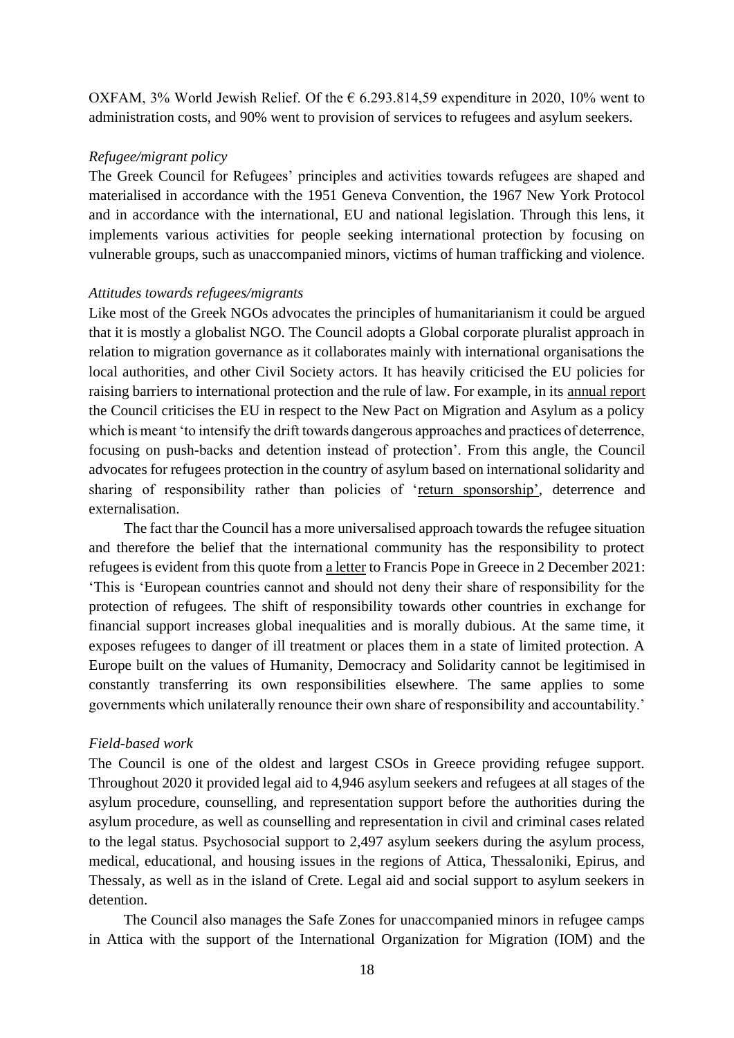OXFAM, 3% World Jewish Relief. Of the € 6.293.814,59 expenditure in 2020, 10% went to administration costs, and 90% went to provision of services to refugees and asylum seekers.

*Refugee/migrant policy*

The Greek Council for Refugees' principles and activities towards refugees are shaped and materialised in accordance with the 1951 Geneva Convention, the 1967 New York Protocol and in accordance with the international, EU and national legislation. Through this lens, it implements various activities for people seeking international protection by focusing on vulnerable groups, such as unaccompanied minors, victims of human trafficking and violence.

*Attitudes towards refugees/migrants*

Like most of the Greek NGOs advocates the principles of humanitarianism it could be argued that it is mostly a globalist NGO. The Council adopts a Global corporate pluralist approach in relation to migration governance as it collaborates mainly with international organisations the local authorities, and other Civil Society actors. It has heavily criticised the EU policies for raising barriers to international protection and the rule of law. For example, in its annual report the Council criticises the EU in respect to the New Pact on Migration and Asylum as a policy which is meant 'to intensify the drift towards dangerous approaches and practices of deterrence, focusing on push-backs and detention instead of protection'. From this angle, the Council advocates for refugees protection in the country of asylum based on international solidarity and sharing of responsibility rather than policies of 'return sponsorship', deterrence and externalisation.

The fact thar the Council has a more universalised approach towards the refugee situation and therefore the belief that the international community has the responsibility to protect refugees is evident from this quote from a letter to Francis Pope in Greece in 2 December 2021: 'This is 'European countries cannot and should not deny their share of responsibility for the protection of refugees. The shift of responsibility towards other countries in exchange for financial support increases global inequalities and is morally dubious. At the same time, it exposes refugees to danger of ill treatment or places them in a state of limited protection. A Europe built on the values of Humanity, Democracy and Solidarity cannot be legitimised in constantly transferring its own responsibilities elsewhere. The same applies to some governments which unilaterally renounce their own share of responsibility and accountability.'

*Field-based work*

The Council is one of the oldest and largest CSOs in Greece providing refugee support. Throughout 2020 it provided legal aid to 4,946 asylum seekers and refugees at all stages of the asylum procedure, counselling, and representation support before the authorities during the asylum procedure, as well as counselling and representation in civil and criminal cases related to the legal status. Psychosocial support to 2,497 asylum seekers during the asylum process, medical, educational, and housing issues in the regions of Attica, Thessaloniki, Epirus, and Thessaly, as well as in the island of Crete. Legal aid and social support to asylum seekers in detention.

The Council also manages the Safe Zones for unaccompanied minors in refugee camps in Attica with the support of the International Organization for Migration (IOM) and the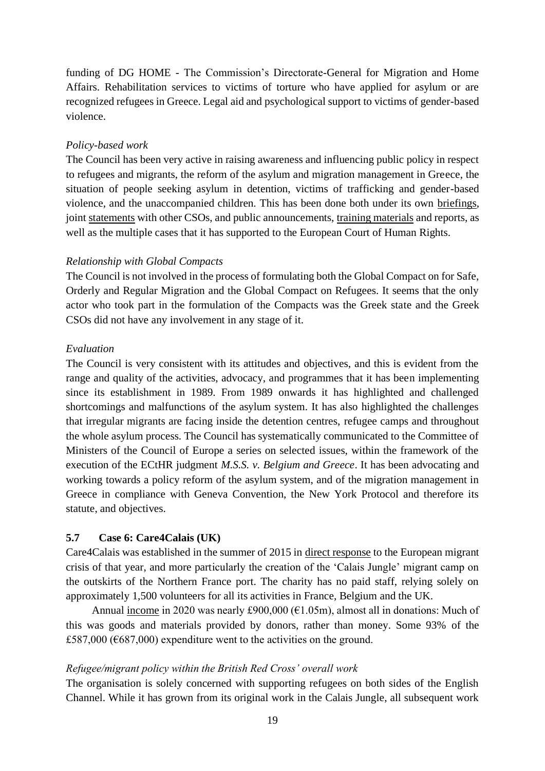funding of DG HOME - The Commission's Directorate-General for Migration and Home Affairs. Rehabilitation services to victims of torture who have applied for asylum or are recognized refugees in Greece. Legal aid and psychological support to victims of gender-based violence.

*Policy-based work*

The Council has been very active in raising awareness and influencing public policy in respect to refugees and migrants, the reform of the asylum and migration management in Greece, the situation of people seeking asylum in detention, victims of trafficking and gender-based violence, and the unaccompanied children. This has been done both under its own briefings, joint statements with other CSOs, and public announcements, training materials and reports, as well as the multiple cases that it has supported to the European Court of Human Rights.

*Relationship with Global Compacts*

The Council is not involved in the process of formulating both the Global Compact on for Safe, Orderly and Regular Migration and the Global Compact on Refugees. It seems that the only actor who took part in the formulation of the Compacts was the Greek state and the Greek CSOs did not have any involvement in any stage of it.

*Evaluation*

The Council is very consistent with its attitudes and objectives, and this is evident from the range and quality of the activities, advocacy, and programmes that it has been implementing since its establishment in 1989. From 1989 onwards it has highlighted and challenged shortcomings and malfunctions of the asylum system. It has also highlighted the challenges that irregular migrants are facing inside the detention centres, refugee camps and throughout the whole asylum process. The Council has systematically communicated to the Committee of Ministers of the Council of Europe a series on selected issues, within the framework of the execution of the ECtHR judgment *M.S.S. v. Belgium and Greece*. It has been advocating and working towards a policy reform of the asylum system, and of the migration management in Greece in compliance with Geneva Convention, the New York Protocol and therefore its statute, and objectives.

### 5.7 Case 6: Care4Calais (UK)

Care4Calais was established in the summer of 2015 in direct response to the European migrant crisis of that year, and more particularly the creation of the 'Calais Jungle' migrant camp on the outskirts of the Northern France port. The charity has no paid staff, relying solely on approximately 1,500 volunteers for all its activities in France, Belgium and the UK.

Annual income in 2020 was nearly £900,000 (€1.05m), almost all in donations: Much of this was goods and materials provided by donors, rather than money. Some 93% of the £587,000 (€687,000) expenditure went to the activities on the ground.

*Refugee/migrant policy within the British Red Cross' overall work*

The organisation is solely concerned with supporting refugees on both sides of the English Channel. While it has grown from its original work in the Calais Jungle, all subsequent work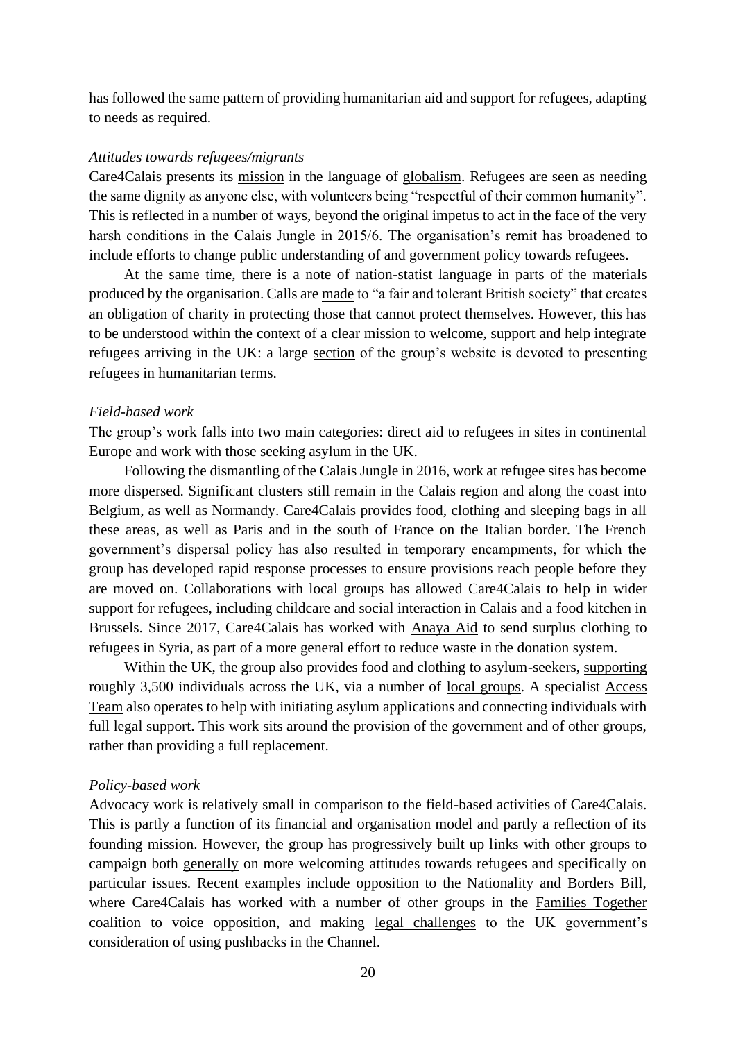has followed the same pattern of providing humanitarian aid and support for refugees, adapting to needs as required.

*Attitudes towards refugees/migrants*

Care4Calais presents its mission in the language of globalism. Refugees are seen as needing the same dignity as anyone else, with volunteers being "respectful of their common humanity". This is reflected in a number of ways, beyond the original impetus to act in the face of the very harsh conditions in the Calais Jungle in 2015/6. The organisation's remit has broadened to include efforts to change public understanding of and government policy towards refugees.

At the same time, there is a note of nation-statist language in parts of the materials produced by the organisation. Calls are made to "a fair and tolerant British society" that creates an obligation of charity in protecting those that cannot protect themselves. However, this has to be understood within the context of a clear mission to welcome, support and help integrate refugees arriving in the UK: a large section of the group's website is devoted to presenting refugees in humanitarian terms.

*Field-based work*

The group's work falls into two main categories: direct aid to refugees in sites in continental Europe and work with those seeking asylum in the UK.

Following the dismantling of the Calais Jungle in 2016, work at refugee sites has become more dispersed. Significant clusters still remain in the Calais region and along the coast into Belgium, as well as Normandy. Care4Calais provides food, clothing and sleeping bags in all these areas, as well as Paris and in the south of France on the Italian border. The French government's dispersal policy has also resulted in temporary encampments, for which the group has developed rapid response processes to ensure provisions reach people before they are moved on. Collaborations with local groups has allowed Care4Calais to help in wider support for refugees, including childcare and social interaction in Calais and a food kitchen in Brussels. Since 2017, Care4Calais has worked with Anaya Aid to send surplus clothing to refugees in Syria, as part of a more general effort to reduce waste in the donation system.

Within the UK, the group also provides food and clothing to asylum-seekers, supporting roughly 3,500 individuals across the UK, via a number of local groups. A specialist Access Team also operates to help with initiating asylum applications and connecting individuals with full legal support. This work sits around the provision of the government and of other groups, rather than providing a full replacement.

*Policy-based work*

Advocacy work is relatively small in comparison to the field-based activities of Care4Calais. This is partly a function of its financial and organisation model and partly a reflection of its founding mission. However, the group has progressively built up links with other groups to campaign both generally on more welcoming attitudes towards refugees and specifically on particular issues. Recent examples include opposition to the Nationality and Borders Bill, where Care4Calais has worked with a number of other groups in the Families Together coalition to voice opposition, and making legal challenges to the UK government's consideration of using pushbacks in the Channel.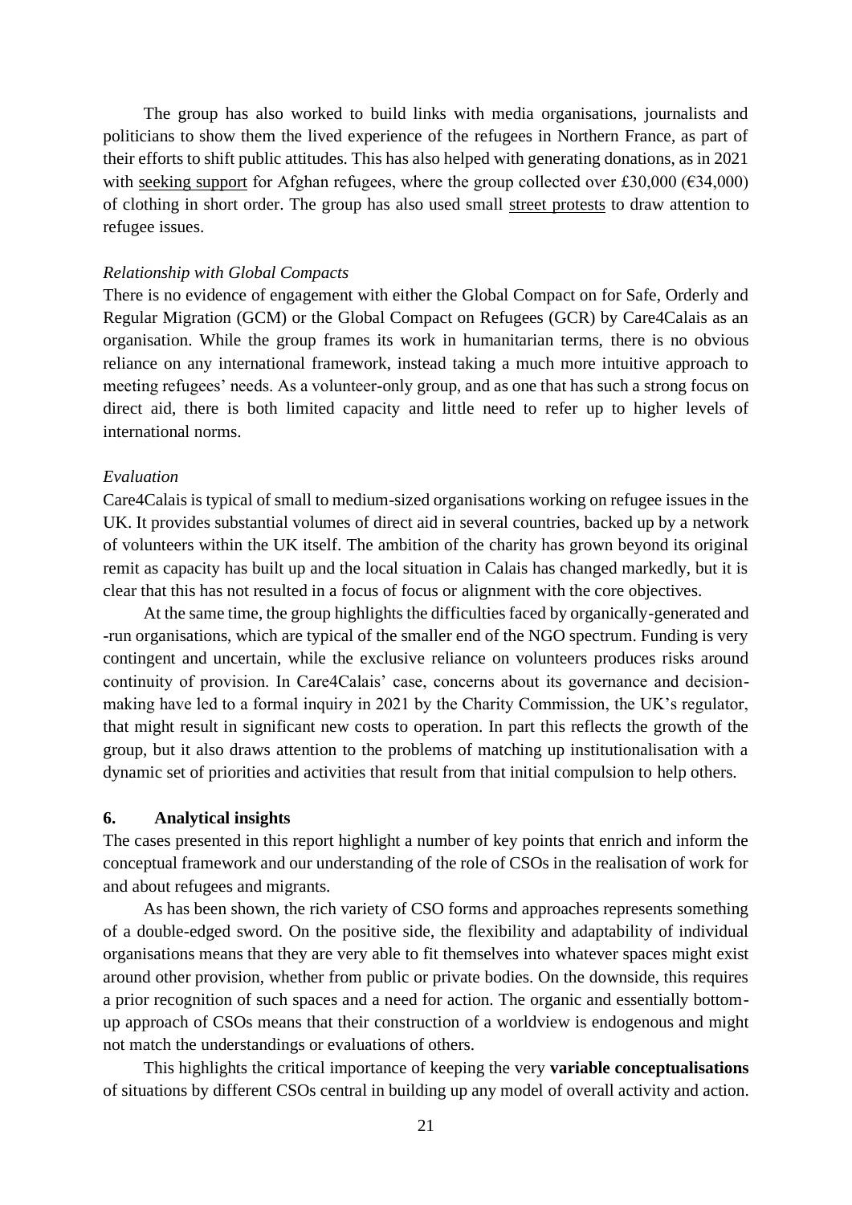The group has also worked to build links with media organisations, journalists and politicians to show them the lived experience of the refugees in Northern France, as part of their efforts to shift public attitudes. This has also helped with generating donations, as in 2021 with seeking support for Afghan refugees, where the group collected over £30,000 (€34,000) of clothing in short order. The group has also used small street protests to draw attention to refugee issues.

*Relationship with Global Compacts*

There is no evidence of engagement with either the Global Compact on for Safe, Orderly and Regular Migration (GCM) or the Global Compact on Refugees (GCR) by Care4Calais as an organisation. While the group frames its work in humanitarian terms, there is no obvious reliance on any international framework, instead taking a much more intuitive approach to meeting refugees' needs. As a volunteer-only group, and as one that has such a strong focus on direct aid, there is both limited capacity and little need to refer up to higher levels of international norms.

*Evaluation*

Care4Calais is typical of small to medium-sized organisations working on refugee issues in the UK. It provides substantial volumes of direct aid in several countries, backed up by a network of volunteers within the UK itself. The ambition of the charity has grown beyond its original remit as capacity has built up and the local situation in Calais has changed markedly, but it is clear that this has not resulted in a focus of focus or alignment with the core objectives.

At the same time, the group highlights the difficulties faced by organically-generated and -run organisations, which are typical of the smaller end of the NGO spectrum. Funding is very contingent and uncertain, while the exclusive reliance on volunteers produces risks around continuity of provision. In Care4Calais' case, concerns about its governance and decision-making have led to a formal inquiry in 2021 by the Charity Commission, the UK's regulator, that might result in significant new costs to operation. In part this reflects the growth of the group, but it also draws attention to the problems of matching up institutionalisation with a dynamic set of priorities and activities that result from that initial compulsion to help others.

## 6. Analytical insights

The cases presented in this report highlight a number of key points that enrich and inform the conceptual framework and our understanding of the role of CSOs in the realisation of work for and about refugees and migrants.

As has been shown, the rich variety of CSO forms and approaches represents something of a double-edged sword. On the positive side, the flexibility and adaptability of individual organisations means that they are very able to fit themselves into whatever spaces might exist around other provision, whether from public or private bodies. On the downside, this requires a prior recognition of such spaces and a need for action. The organic and essentially bottom-up approach of CSOs means that their construction of a worldview is endogenous and might not match the understandings or evaluations of others.

This highlights the critical importance of keeping the very **variable conceptualisations** of situations by different CSOs central in building up any model of overall activity and action.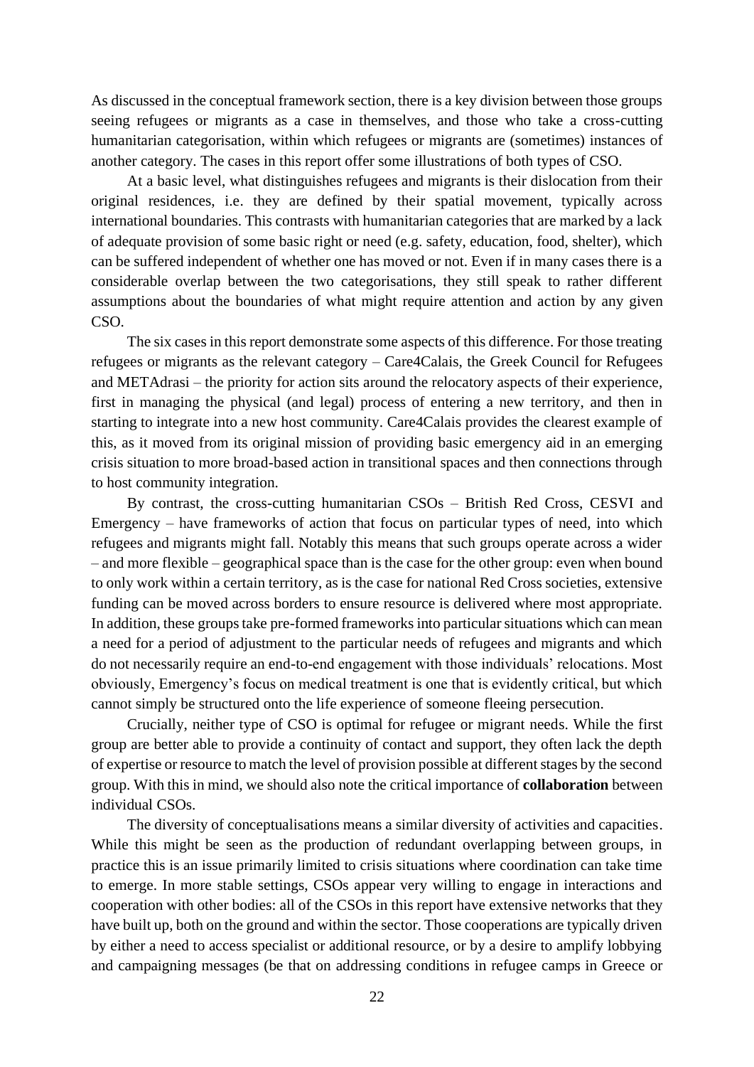As discussed in the conceptual framework section, there is a key division between those groups seeing refugees or migrants as a case in themselves, and those who take a cross-cutting humanitarian categorisation, within which refugees or migrants are (sometimes) instances of another category. The cases in this report offer some illustrations of both types of CSO.

At a basic level, what distinguishes refugees and migrants is their dislocation from their original residences, i.e. they are defined by their spatial movement, typically across international boundaries. This contrasts with humanitarian categories that are marked by a lack of adequate provision of some basic right or need (e.g. safety, education, food, shelter), which can be suffered independent of whether one has moved or not. Even if in many cases there is a considerable overlap between the two categorisations, they still speak to rather different assumptions about the boundaries of what might require attention and action by any given CSO.

The six cases in this report demonstrate some aspects of this difference. For those treating refugees or migrants as the relevant category – Care4Calais, the Greek Council for Refugees and METAdrasi – the priority for action sits around the relocatory aspects of their experience, first in managing the physical (and legal) process of entering a new territory, and then in starting to integrate into a new host community. Care4Calais provides the clearest example of this, as it moved from its original mission of providing basic emergency aid in an emerging crisis situation to more broad-based action in transitional spaces and then connections through to host community integration.

By contrast, the cross-cutting humanitarian CSOs – British Red Cross, CESVI and Emergency – have frameworks of action that focus on particular types of need, into which refugees and migrants might fall. Notably this means that such groups operate across a wider – and more flexible – geographical space than is the case for the other group: even when bound to only work within a certain territory, as is the case for national Red Cross societies, extensive funding can be moved across borders to ensure resource is delivered where most appropriate. In addition, these groups take pre-formed frameworks into particular situations which can mean a need for a period of adjustment to the particular needs of refugees and migrants and which do not necessarily require an end-to-end engagement with those individuals' relocations. Most obviously, Emergency's focus on medical treatment is one that is evidently critical, but which cannot simply be structured onto the life experience of someone fleeing persecution.

Crucially, neither type of CSO is optimal for refugee or migrant needs. While the first group are better able to provide a continuity of contact and support, they often lack the depth of expertise or resource to match the level of provision possible at different stages by the second group. With this in mind, we should also note the critical importance of **collaboration** between individual CSOs.

The diversity of conceptualisations means a similar diversity of activities and capacities. While this might be seen as the production of redundant overlapping between groups, in practice this is an issue primarily limited to crisis situations where coordination can take time to emerge. In more stable settings, CSOs appear very willing to engage in interactions and cooperation with other bodies: all of the CSOs in this report have extensive networks that they have built up, both on the ground and within the sector. Those cooperations are typically driven by either a need to access specialist or additional resource, or by a desire to amplify lobbying and campaigning messages (be that on addressing conditions in refugee camps in Greece or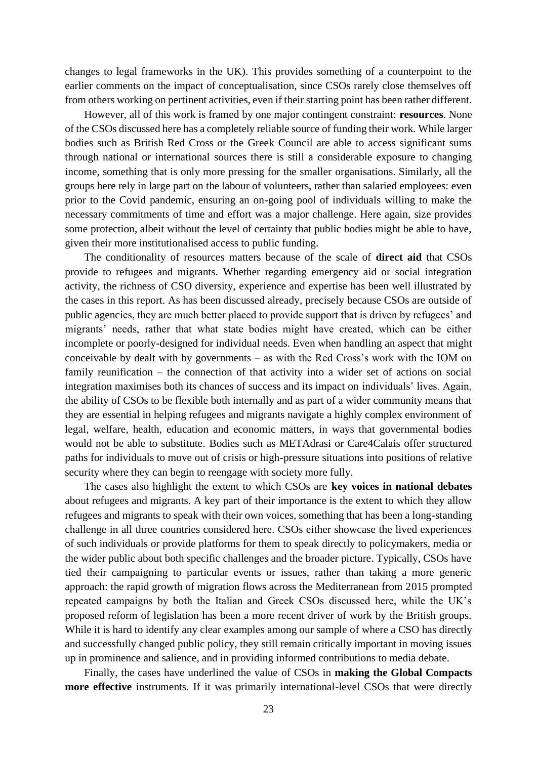changes to legal frameworks in the UK). This provides something of a counterpoint to the earlier comments on the impact of conceptualisation, since CSOs rarely close themselves off from others working on pertinent activities, even if their starting point has been rather different.

However, all of this work is framed by one major contingent constraint: **resources**. None of the CSOs discussed here has a completely reliable source of funding their work. While larger bodies such as British Red Cross or the Greek Council are able to access significant sums through national or international sources there is still a considerable exposure to changing income, something that is only more pressing for the smaller organisations. Similarly, all the groups here rely in large part on the labour of volunteers, rather than salaried employees: even prior to the Covid pandemic, ensuring an on-going pool of individuals willing to make the necessary commitments of time and effort was a major challenge. Here again, size provides some protection, albeit without the level of certainty that public bodies might be able to have, given their more institutionalised access to public funding.

The conditionality of resources matters because of the scale of **direct aid** that CSOs provide to refugees and migrants. Whether regarding emergency aid or social integration activity, the richness of CSO diversity, experience and expertise has been well illustrated by the cases in this report. As has been discussed already, precisely because CSOs are outside of public agencies, they are much better placed to provide support that is driven by refugees' and migrants' needs, rather that what state bodies might have created, which can be either incomplete or poorly-designed for individual needs. Even when handling an aspect that might conceivable by dealt with by governments – as with the Red Cross's work with the IOM on family reunification – the connection of that activity into a wider set of actions on social integration maximises both its chances of success and its impact on individuals' lives. Again, the ability of CSOs to be flexible both internally and as part of a wider community means that they are essential in helping refugees and migrants navigate a highly complex environment of legal, welfare, health, education and economic matters, in ways that governmental bodies would not be able to substitute. Bodies such as METAdrasi or Care4Calais offer structured paths for individuals to move out of crisis or high-pressure situations into positions of relative security where they can begin to reengage with society more fully.

The cases also highlight the extent to which CSOs are **key voices in national debates** about refugees and migrants. A key part of their importance is the extent to which they allow refugees and migrants to speak with their own voices, something that has been a long-standing challenge in all three countries considered here. CSOs either showcase the lived experiences of such individuals or provide platforms for them to speak directly to policymakers, media or the wider public about both specific challenges and the broader picture. Typically, CSOs have tied their campaigning to particular events or issues, rather than taking a more generic approach: the rapid growth of migration flows across the Mediterranean from 2015 prompted repeated campaigns by both the Italian and Greek CSOs discussed here, while the UK's proposed reform of legislation has been a more recent driver of work by the British groups. While it is hard to identify any clear examples among our sample of where a CSO has directly and successfully changed public policy, they still remain critically important in moving issues up in prominence and salience, and in providing informed contributions to media debate.

Finally, the cases have underlined the value of CSOs in **making the Global Compacts more effective** instruments. If it was primarily international-level CSOs that were directly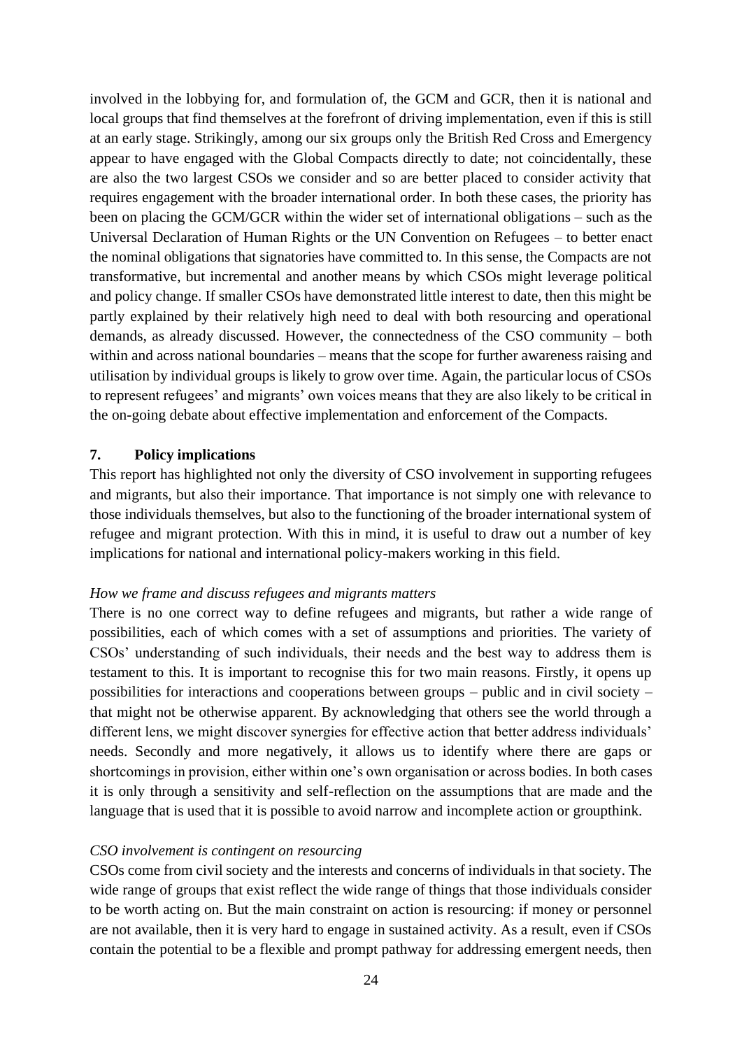involved in the lobbying for, and formulation of, the GCM and GCR, then it is national and local groups that find themselves at the forefront of driving implementation, even if this is still at an early stage. Strikingly, among our six groups only the British Red Cross and Emergency appear to have engaged with the Global Compacts directly to date; not coincidentally, these are also the two largest CSOs we consider and so are better placed to consider activity that requires engagement with the broader international order. In both these cases, the priority has been on placing the GCM/GCR within the wider set of international obligations – such as the Universal Declaration of Human Rights or the UN Convention on Refugees – to better enact the nominal obligations that signatories have committed to. In this sense, the Compacts are not transformative, but incremental and another means by which CSOs might leverage political and policy change. If smaller CSOs have demonstrated little interest to date, then this might be partly explained by their relatively high need to deal with both resourcing and operational demands, as already discussed. However, the connectedness of the CSO community – both within and across national boundaries – means that the scope for further awareness raising and utilisation by individual groups is likely to grow over time. Again, the particular locus of CSOs to represent refugees' and migrants' own voices means that they are also likely to be critical in the on-going debate about effective implementation and enforcement of the Compacts.

## 7. Policy implications

This report has highlighted not only the diversity of CSO involvement in supporting refugees and migrants, but also their importance. That importance is not simply one with relevance to those individuals themselves, but also to the functioning of the broader international system of refugee and migrant protection. With this in mind, it is useful to draw out a number of key implications for national and international policy-makers working in this field.

*How we frame and discuss refugees and migrants matters*

There is no one correct way to define refugees and migrants, but rather a wide range of possibilities, each of which comes with a set of assumptions and priorities. The variety of CSOs' understanding of such individuals, their needs and the best way to address them is testament to this. It is important to recognise this for two main reasons. Firstly, it opens up possibilities for interactions and cooperations between groups – public and in civil society – that might not be otherwise apparent. By acknowledging that others see the world through a different lens, we might discover synergies for effective action that better address individuals' needs. Secondly and more negatively, it allows us to identify where there are gaps or shortcomings in provision, either within one's own organisation or across bodies. In both cases it is only through a sensitivity and self-reflection on the assumptions that are made and the language that is used that it is possible to avoid narrow and incomplete action or groupthink.

*CSO involvement is contingent on resourcing*

CSOs come from civil society and the interests and concerns of individuals in that society. The wide range of groups that exist reflect the wide range of things that those individuals consider to be worth acting on. But the main constraint on action is resourcing: if money or personnel are not available, then it is very hard to engage in sustained activity. As a result, even if CSOs contain the potential to be a flexible and prompt pathway for addressing emergent needs, then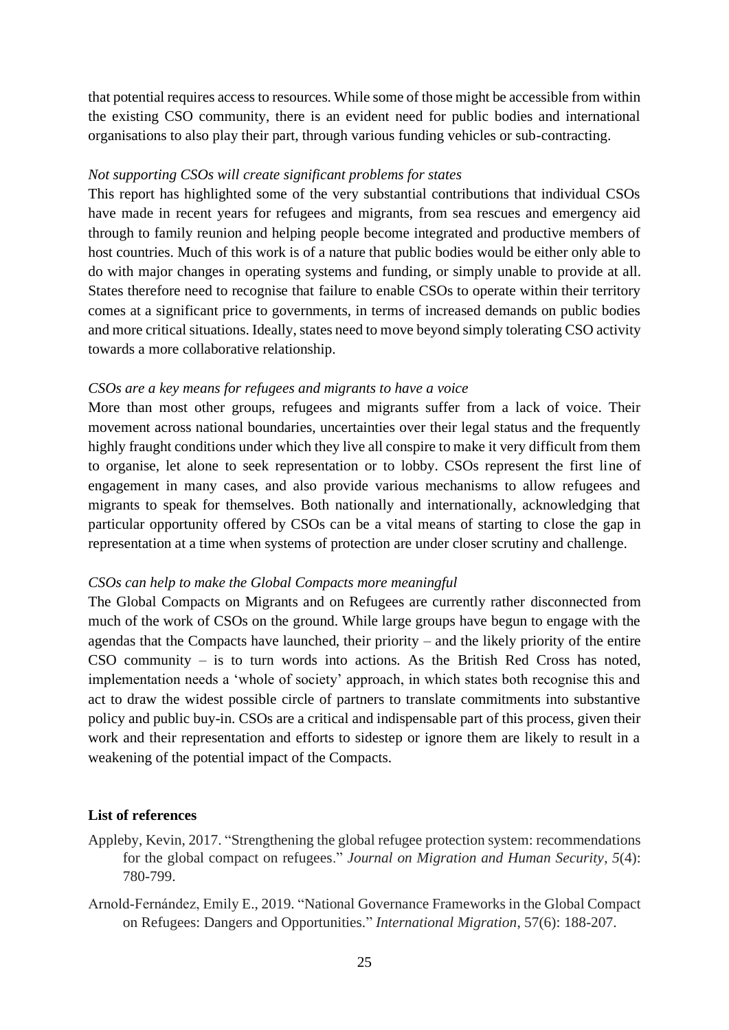that potential requires access to resources. While some of those might be accessible from within the existing CSO community, there is an evident need for public bodies and international organisations to also play their part, through various funding vehicles or sub-contracting.

*Not supporting CSOs will create significant problems for states*

This report has highlighted some of the very substantial contributions that individual CSOs have made in recent years for refugees and migrants, from sea rescues and emergency aid through to family reunion and helping people become integrated and productive members of host countries. Much of this work is of a nature that public bodies would be either only able to do with major changes in operating systems and funding, or simply unable to provide at all. States therefore need to recognise that failure to enable CSOs to operate within their territory comes at a significant price to governments, in terms of increased demands on public bodies and more critical situations. Ideally, states need to move beyond simply tolerating CSO activity towards a more collaborative relationship.

*CSOs are a key means for refugees and migrants to have a voice*

More than most other groups, refugees and migrants suffer from a lack of voice. Their movement across national boundaries, uncertainties over their legal status and the frequently highly fraught conditions under which they live all conspire to make it very difficult from them to organise, let alone to seek representation or to lobby. CSOs represent the first line of engagement in many cases, and also provide various mechanisms to allow refugees and migrants to speak for themselves. Both nationally and internationally, acknowledging that particular opportunity offered by CSOs can be a vital means of starting to close the gap in representation at a time when systems of protection are under closer scrutiny and challenge.

*CSOs can help to make the Global Compacts more meaningful*

The Global Compacts on Migrants and on Refugees are currently rather disconnected from much of the work of CSOs on the ground. While large groups have begun to engage with the agendas that the Compacts have launched, their priority – and the likely priority of the entire CSO community – is to turn words into actions. As the British Red Cross has noted, implementation needs a 'whole of society' approach, in which states both recognise this and act to draw the widest possible circle of partners to translate commitments into substantive policy and public buy-in. CSOs are a critical and indispensable part of this process, given their work and their representation and efforts to sidestep or ignore them are likely to result in a weakening of the potential impact of the Compacts.

**List of references**

Appleby, Kevin, 2017. "Strengthening the global refugee protection system: recommendations for the global compact on refugees." *Journal on Migration and Human Security*, *5*(4): 780-799.

Arnold-Fernández, Emily E., 2019. "National Governance Frameworks in the Global Compact on Refugees: Dangers and Opportunities." *International Migration*, 57(6): 188-207.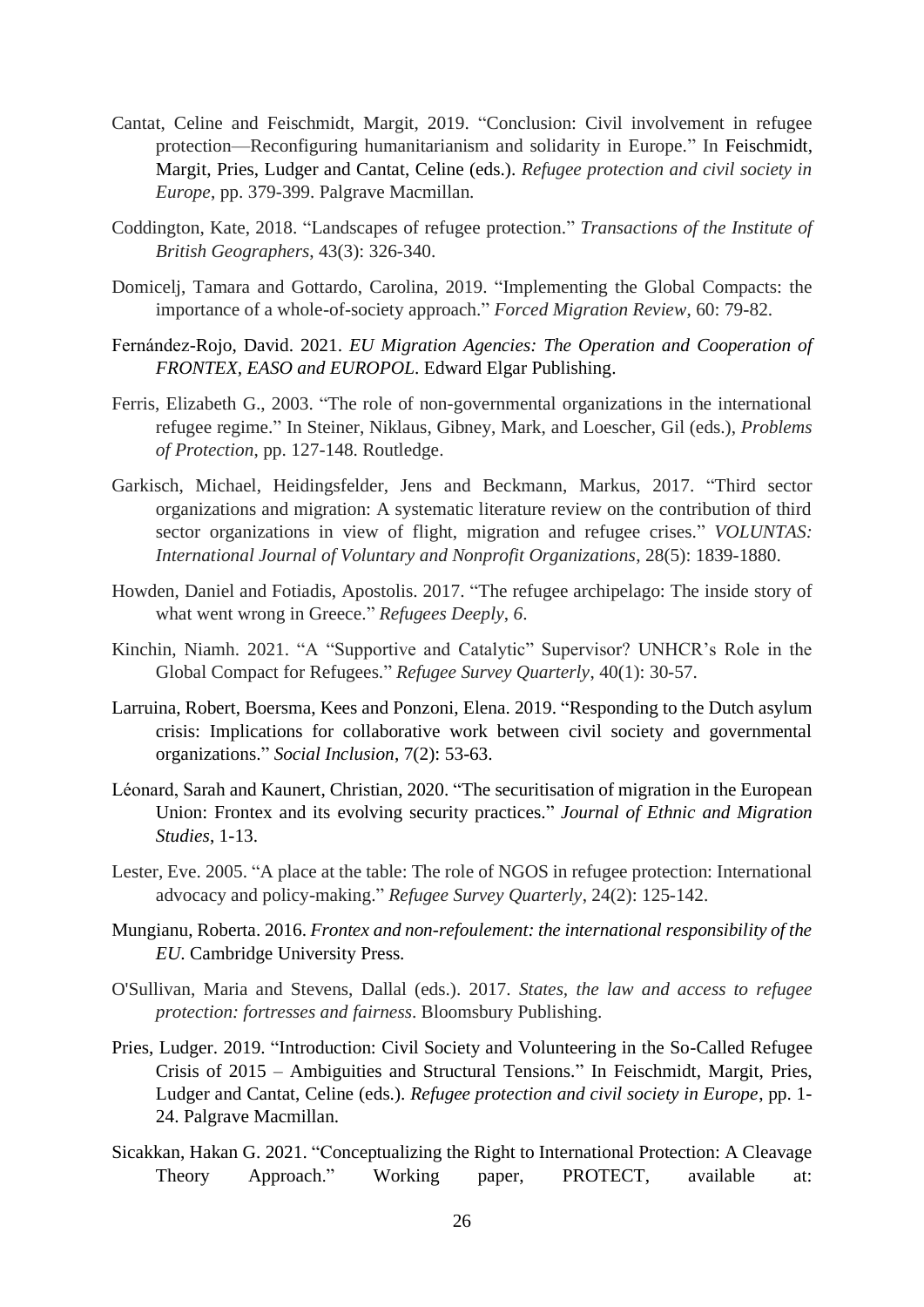Cantat, Celine and Feischmidt, Margit, 2019. "Conclusion: Civil involvement in refugee protection—Reconfiguring humanitarianism and solidarity in Europe." In Feischmidt, Margit, Pries, Ludger and Cantat, Celine (eds.). *Refugee protection and civil society in Europe*, pp. 379-399. Palgrave Macmillan.

Coddington, Kate, 2018. "Landscapes of refugee protection." *Transactions of the Institute of British Geographers*, 43(3): 326-340.

Domicelj, Tamara and Gottardo, Carolina, 2019. "Implementing the Global Compacts: the importance of a whole-of-society approach." *Forced Migration Review*, 60: 79-82.

Fernández-Rojo, David. 2021. *EU Migration Agencies: The Operation and Cooperation of FRONTEX, EASO and EUROPOL*. Edward Elgar Publishing.

Ferris, Elizabeth G., 2003. "The role of non-governmental organizations in the international refugee regime." In Steiner, Niklaus, Gibney, Mark, and Loescher, Gil (eds.), *Problems of Protection*, pp. 127-148. Routledge.

Garkisch, Michael, Heidingsfelder, Jens and Beckmann, Markus, 2017. "Third sector organizations and migration: A systematic literature review on the contribution of third sector organizations in view of flight, migration and refugee crises." *VOLUNTAS: International Journal of Voluntary and Nonprofit Organizations*, 28(5): 1839-1880.

Howden, Daniel and Fotiadis, Apostolis. 2017. "The refugee archipelago: The inside story of what went wrong in Greece." *Refugees Deeply, 6*.

Kinchin, Niamh. 2021. "A "Supportive and Catalytic" Supervisor? UNHCR's Role in the Global Compact for Refugees." *Refugee Survey Quarterly*, 40(1): 30-57.

Larruina, Robert, Boersma, Kees and Ponzoni, Elena. 2019. "Responding to the Dutch asylum crisis: Implications for collaborative work between civil society and governmental organizations." *Social Inclusion*, 7(2): 53-63.

Léonard, Sarah and Kaunert, Christian, 2020. "The securitisation of migration in the European Union: Frontex and its evolving security practices." *Journal of Ethnic and Migration Studies*, 1-13.

Lester, Eve. 2005. "A place at the table: The role of NGOS in refugee protection: International advocacy and policy-making." *Refugee Survey Quarterly*, 24(2): 125-142.

Mungianu, Roberta. 2016. *Frontex and non-refoulement: the international responsibility of the EU*. Cambridge University Press.

O'Sullivan, Maria and Stevens, Dallal (eds.). 2017. *States, the law and access to refugee protection: fortresses and fairness*. Bloomsbury Publishing.

Pries, Ludger. 2019. "Introduction: Civil Society and Volunteering in the So-Called Refugee Crisis of 2015 – Ambiguities and Structural Tensions." In Feischmidt, Margit, Pries, Ludger and Cantat, Celine (eds.). *Refugee protection and civil society in Europe*, pp. 1-24. Palgrave Macmillan.

Sicakkan, Hakan G. 2021. "Conceptualizing the Right to International Protection: A Cleavage Theory Approach." Working paper, PROTECT, available at: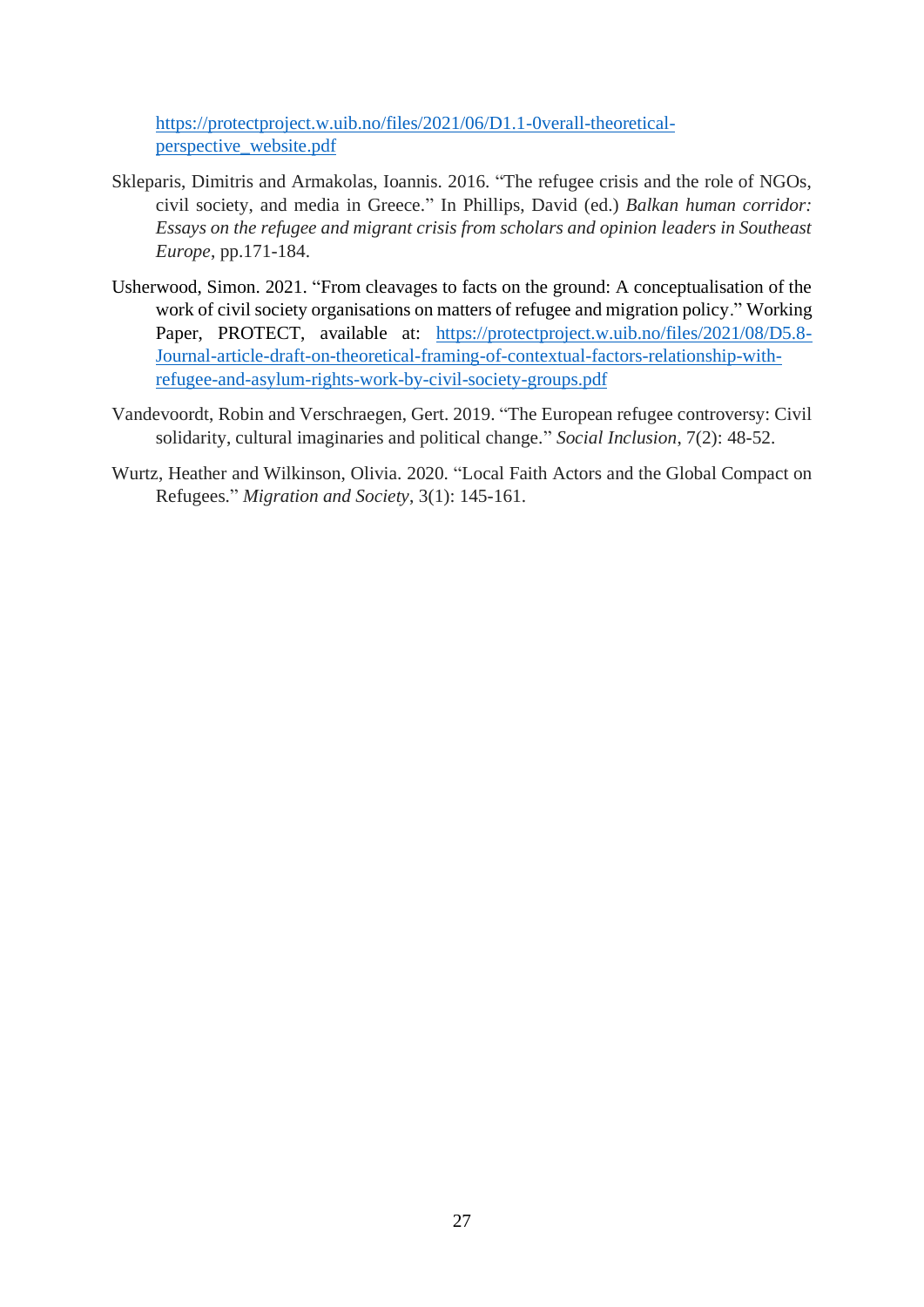https://protectproject.w.uib.no/files/2021/06/D1.1-0verall-theoretical-perspective_website.pdf

Skleparis, Dimitris and Armakolas, Ioannis. 2016. "The refugee crisis and the role of NGOs, civil society, and media in Greece." In Phillips, David (ed.) *Balkan human corridor: Essays on the refugee and migrant crisis from scholars and opinion leaders in Southeast Europe*, pp.171-184.

Usherwood, Simon. 2021. "From cleavages to facts on the ground: A conceptualisation of the work of civil society organisations on matters of refugee and migration policy." Working Paper, PROTECT, available at: https://protectproject.w.uib.no/files/2021/08/D5.8-Journal-article-draft-on-theoretical-framing-of-contextual-factors-relationship-with-refugee-and-asylum-rights-work-by-civil-society-groups.pdf

Vandevoordt, Robin and Verschraegen, Gert. 2019. "The European refugee controversy: Civil solidarity, cultural imaginaries and political change." *Social Inclusion*, 7(2): 48-52.

Wurtz, Heather and Wilkinson, Olivia. 2020. "Local Faith Actors and the Global Compact on Refugees." *Migration and Society*, 3(1): 145-161.